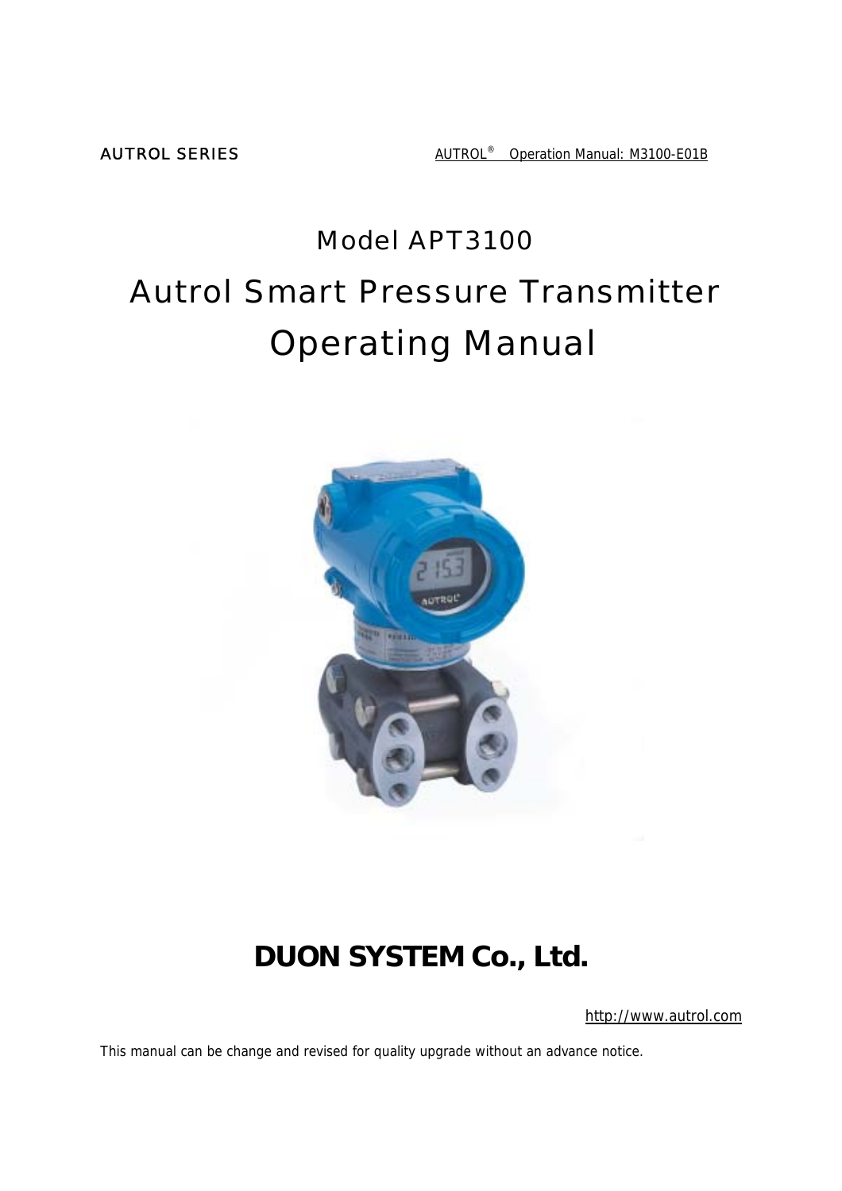AUTROL SERIES AUTROL® Operation Manual: M3100-E01B

# Model APT3100

# Autrol Smart Pressure Transmitter

# Operating Manual

**DUON SYSTEM Co., Ltd.**

http://www.autrol.com

This manual can be change and revised for quality upgrade without an advance notice.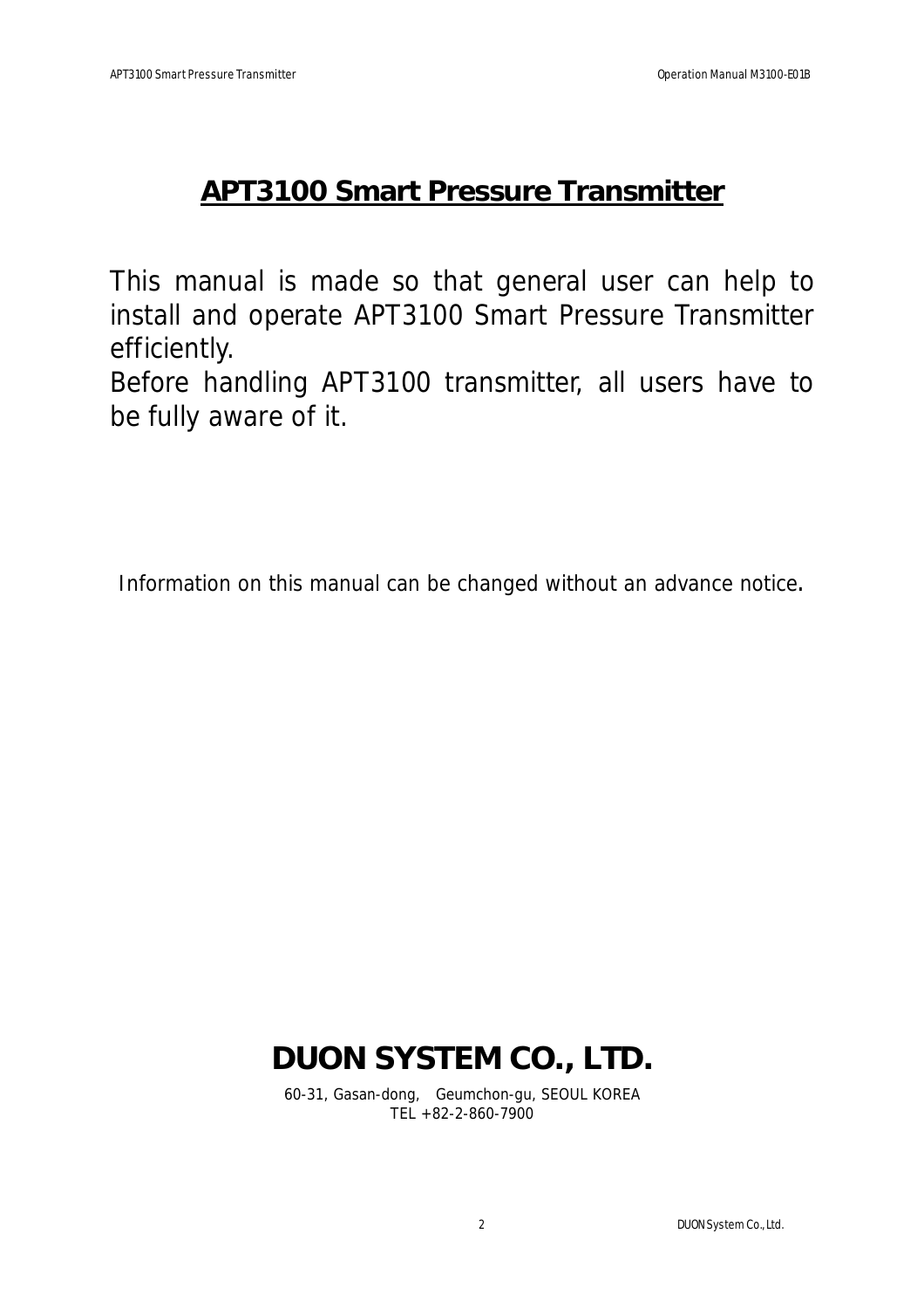# APT3100 Smart Pressure Transmitter

This manual is made so that general user can help to install and operate APT3100 Smart Pressure Transmitter efficiently.
Before handling APT3100 transmitter, all users have to be fully aware of it.

Information on this manual can be changed without an advance notice.

**DUON SYSTEM CO., LTD.**

60-31, Gasan-dong, Geumchon-gu, SEOUL KOREA
TEL +82-2-860-7900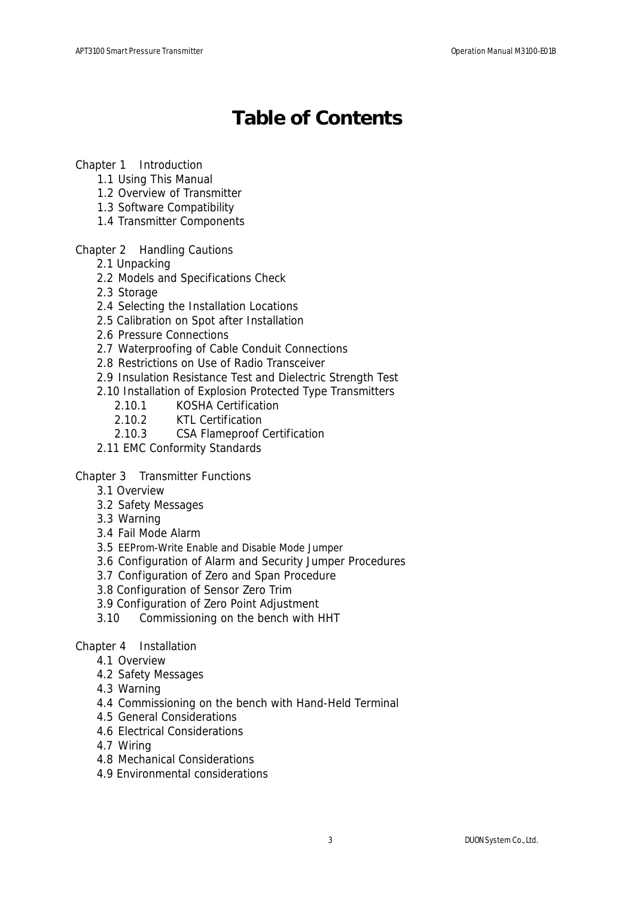# Table of Contents

Chapter 1 Introduction

- 1.1 Using This Manual
- 1.2 Overview of Transmitter
- 1.3 Software Compatibility
- 1.4 Transmitter Components

Chapter 2 Handling Cautions

- 2.1 Unpacking
- 2.2 Models and Specifications Check
- 2.3 Storage
- 2.4 Selecting the Installation Locations
- 2.5 Calibration on Spot after Installation
- 2.6 Pressure Connections
- 2.7 Waterproofing of Cable Conduit Connections
- 2.8 Restrictions on Use of Radio Transceiver
- 2.9 Insulation Resistance Test and Dielectric Strength Test
- 2.10 Installation of Explosion Protected Type Transmitters
  - 2.10.1 KOSHA Certification
  - 2.10.2 KTL Certification
  - 2.10.3 CSA Flameproof Certification
- 2.11 EMC Conformity Standards

Chapter 3 Transmitter Functions

- 3.1 Overview
- 3.2 Safety Messages
- 3.3 Warning
- 3.4 Fail Mode Alarm
- 3.5 EEProm-Write Enable and Disable Mode Jumper
- 3.6 Configuration of Alarm and Security Jumper Procedures
- 3.7 Configuration of Zero and Span Procedure
- 3.8 Configuration of Sensor Zero Trim
- 3.9 Configuration of Zero Point Adjustment
- 3.10 Commissioning on the bench with HHT

Chapter 4 Installation

- 4.1 Overview
- 4.2 Safety Messages
- 4.3 Warning
- 4.4 Commissioning on the bench with Hand-Held Terminal
- 4.5 General Considerations
- 4.6 Electrical Considerations
- 4.7 Wiring
- 4.8 Mechanical Considerations
- 4.9 Environmental considerations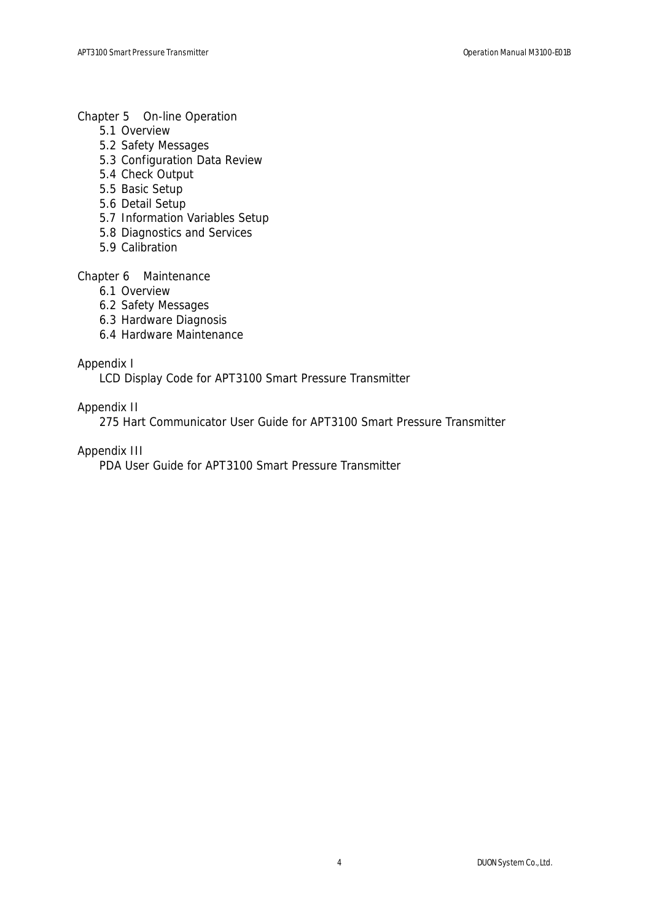Chapter 5 On-line Operation

- 5.1 Overview
- 5.2 Safety Messages
- 5.3 Configuration Data Review
- 5.4 Check Output
- 5.5 Basic Setup
- 5.6 Detail Setup
- 5.7 Information Variables Setup
- 5.8 Diagnostics and Services
- 5.9 Calibration

Chapter 6 Maintenance

- 6.1 Overview
- 6.2 Safety Messages
- 6.3 Hardware Diagnosis
- 6.4 Hardware Maintenance

Appendix I

LCD Display Code for APT3100 Smart Pressure Transmitter

Appendix II

275 Hart Communicator User Guide for APT3100 Smart Pressure Transmitter

Appendix III

PDA User Guide for APT3100 Smart Pressure Transmitter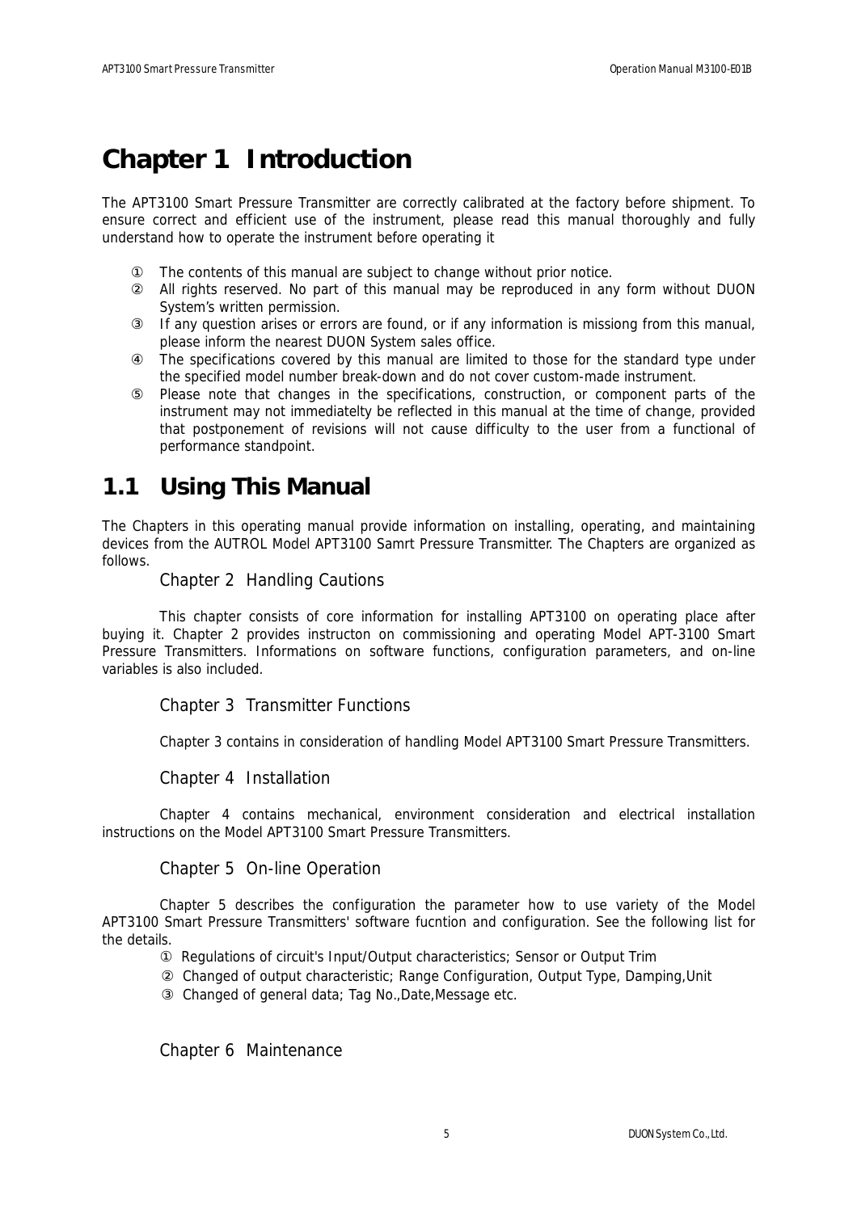# Chapter 1 Introduction

The APT3100 Smart Pressure Transmitter are correctly calibrated at the factory before shipment. To ensure correct and efficient use of the instrument, please read this manual thoroughly and fully understand how to operate the instrument before operating it

① The contents of this manual are subject to change without prior notice.
② All rights reserved. No part of this manual may be reproduced in any form without DUON System's written permission.
③ If any question arises or errors are found, or if any information is missiong from this manual, please inform the nearest DUON System sales office.
④ The specifications covered by this manual are limited to those for the standard type under the specified model number break-down and do not cover custom-made instrument.
⑤ Please note that changes in the specifications, construction, or component parts of the instrument may not immediatelty be reflected in this manual at the time of change, provided that postponement of revisions will not cause difficulty to the user from a functional of performance standpoint.

## 1.1 Using This Manual

The Chapters in this operating manual provide information on installing, operating, and maintaining devices from the AUTROL Model APT3100 Samrt Pressure Transmitter. The Chapters are organized as follows.

### Chapter 2 Handling Cautions

This chapter consists of core information for installing APT3100 on operating place after buying it. Chapter 2 provides instructon on commissioning and operating Model APT-3100 Smart Pressure Transmitters. Informations on software functions, configuration parameters, and on-line variables is also included.

### Chapter 3 Transmitter Functions

Chapter 3 contains in consideration of handling Model APT3100 Smart Pressure Transmitters.

### Chapter 4 Installation

Chapter 4 contains mechanical, environment consideration and electrical installation instructions on the Model APT3100 Smart Pressure Transmitters.

### Chapter 5 On-line Operation

Chapter 5 describes the configuration the parameter how to use variety of the Model APT3100 Smart Pressure Transmitters' software fucntion and configuration. See the following list for the details.

① Regulations of circuit's Input/Output characteristics; Sensor or Output Trim
② Changed of output characteristic; Range Configuration, Output Type, Damping,Unit
③ Changed of general data; Tag No.,Date,Message etc.

### Chapter 6 Maintenance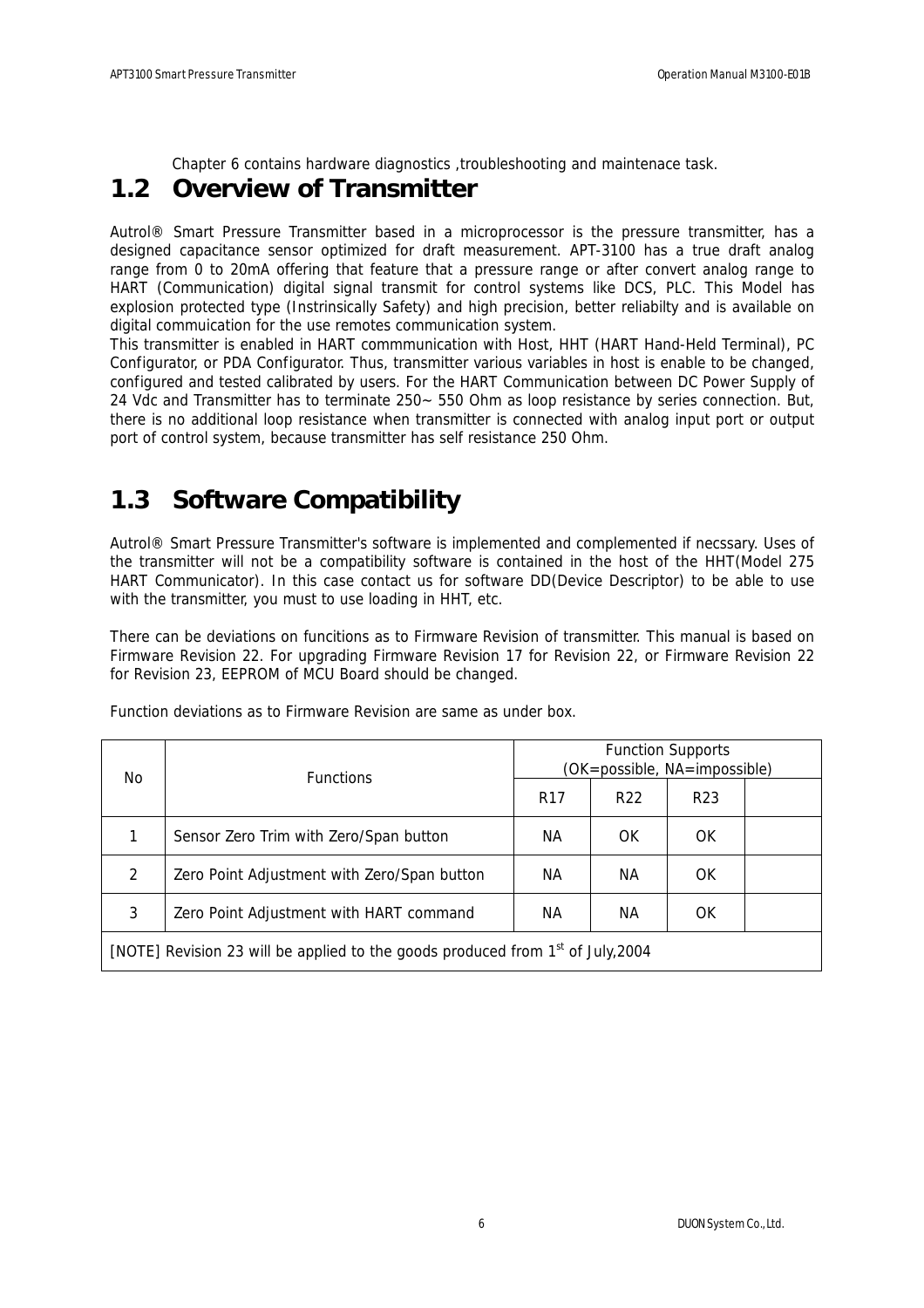Chapter 6 contains hardware diagnostics ,troubleshooting and maintenace task.

## 1.2 Overview of Transmitter

Autrol® Smart Pressure Transmitter based in a microprocessor is the pressure transmitter, has a designed capacitance sensor optimized for draft measurement. APT-3100 has a true draft analog range from 0 to 20mA offering that feature that a pressure range or after convert analog range to HART (Communication) digital signal transmit for control systems like DCS, PLC. This Model has explosion protected type (Instrinsically Safety) and high precision, better reliabilty and is available on digital commuication for the use remotes communication system.

This transmitter is enabled in HART commmunication with Host, HHT (HART Hand-Held Terminal), PC Configurator, or PDA Configurator. Thus, transmitter various variables in host is enable to be changed, configured and tested calibrated by users. For the HART Communication between DC Power Supply of 24 Vdc and Transmitter has to terminate 250~ 550 Ohm as loop resistance by series connection. But, there is no additional loop resistance when transmitter is connected with analog input port or output port of control system, because transmitter has self resistance 250 Ohm.

## 1.3 Software Compatibility

Autrol® Smart Pressure Transmitter's software is implemented and complemented if necssary. Uses of the transmitter will not be a compatibility software is contained in the host of the HHT(Model 275 HART Communicator). In this case contact us for software DD(Device Descriptor) to be able to use with the transmitter, you must to use loading in HHT, etc.

There can be deviations on funcitions as to Firmware Revision of transmitter. This manual is based on Firmware Revision 22. For upgrading Firmware Revision 17 for Revision 22, or Firmware Revision 22 for Revision 23, EEPROM of MCU Board should be changed.

Function deviations as to Firmware Revision are same as under box.

| No | Functions | Function Supports (OK=possible, NA=impossible) | | | |
|---|---|---|---|---|---|
| | | R17 | R22 | R23 | |
| 1 | Sensor Zero Trim with Zero/Span button | NA | OK | OK | |
| 2 | Zero Point Adjustment with Zero/Span button | NA | NA | OK | |
| 3 | Zero Point Adjustment with HART command | NA | NA | OK | |
| [NOTE] Revision 23 will be applied to the goods produced from 1st of July,2004 | | | | | |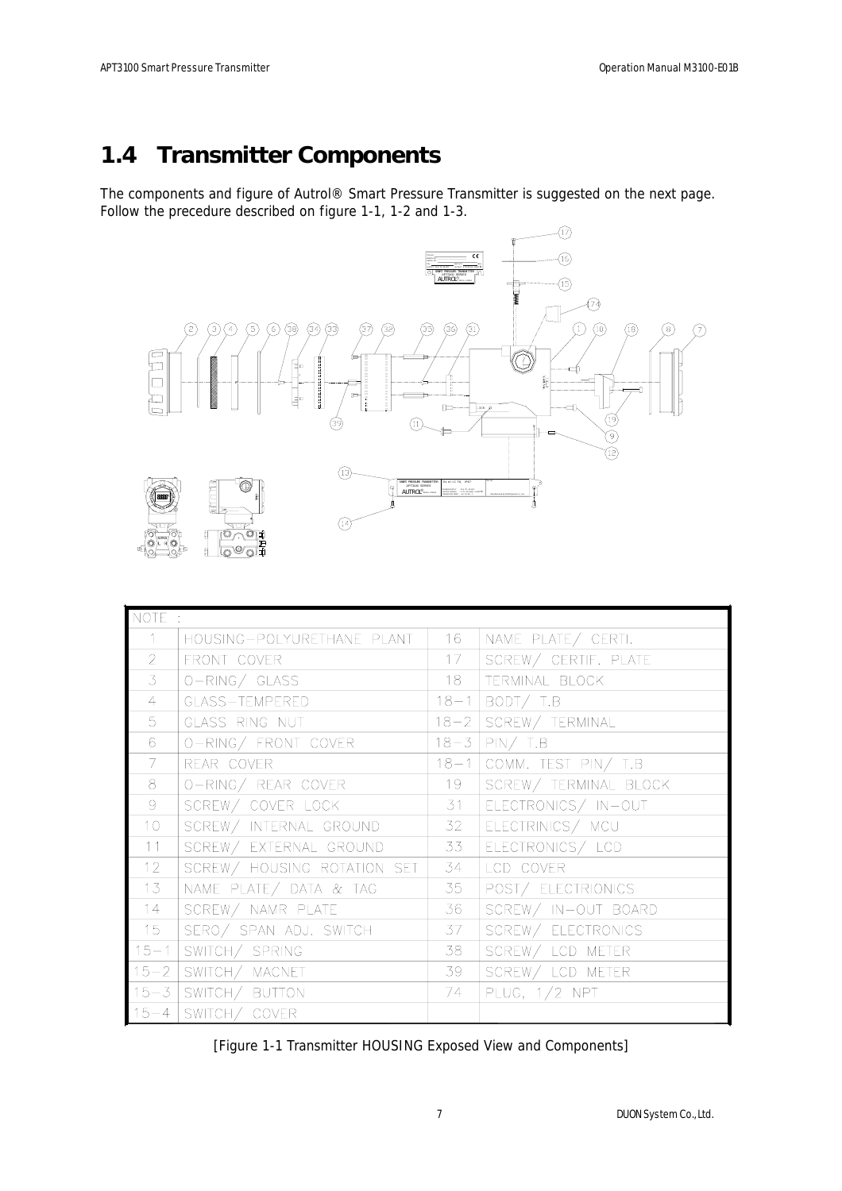## 1.4 Transmitter Components

The components and figure of Autrol® Smart Pressure Transmitter is suggested on the next page. Follow the precedure described on figure 1-1, 1-2 and 1-3.

| NOTE : | | | |
|---|---|---|---|
| 1 | HOUSING-POLYURETHANE PLANT | 16 | NAME PLATE/ CERTI. |
| 2 | FRONT COVER | 17 | SCREW/ CERTIF. PLATE |
| 3 | O-RING/ GLASS | 18 | TERMINAL BLOCK |
| 4 | GLASS-TEMPERED | 18-1 | BODT/ T.B |
| 5 | GLASS RING NUT | 18-2 | SCREW/ TERMINAL |
| 6 | O-RING/ FRONT COVER | 18-3 | PIN/ T.B |
| 7 | REAR COVER | 18-1 | COMM. TEST PIN/ T.B |
| 8 | O-RING/ REAR COVER | 19 | SCREW/ TERMINAL BLOCK |
| 9 | SCREW/ COVER LOCK | 31 | ELECTRONICS/ IN-OUT |
| 10 | SCREW/ INTERNAL GROUND | 32 | ELECTRINICS/ MCU |
| 11 | SCREW/ EXTERNAL GROUND | 33 | ELECTRONICS/ LCD |
| 12 | SCREW/ HOUSING ROTATION SET | 34 | LCD COVER |
| 13 | NAME PLATE/ DATA & TAG | 35 | POST/ ELECTRIONICS |
| 14 | SCREW/ NAMR PLATE | 36 | SCREW/ IN-OUT BOARD |
| 15 | SERO/ SPAN ADJ. SWITCH | 37 | SCREW/ ELECTRONICS |
| 15-1 | SWITCH/ SPRING | 38 | SCREW/ LCD METER |
| 15-2 | SWITCH/ MACNET | 39 | SCREW/ LCD METER |
| 15-3 | SWITCH/ BUTTON | 74 | PLUG, 1/2 NPT |
| 15-4 | SWITCH/ COVER | | |

[Figure 1-1 Transmitter HOUSING Exposed View and Components]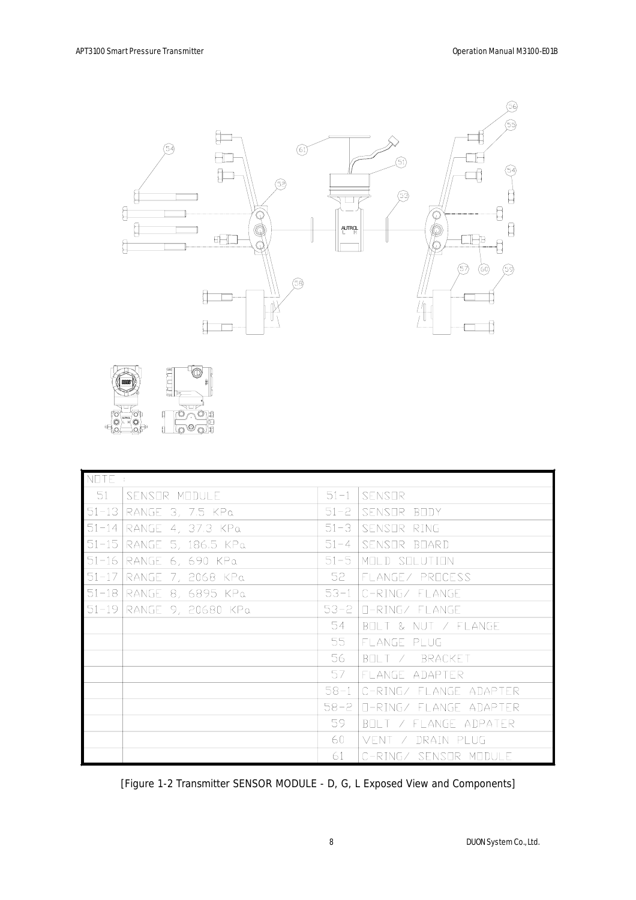| NOTE : | | | |
|---|---|---|---|
| 51 | SENSOR MODULE | 51-1 | SENSOR |
| 51-13 | RANGE 3, 7.5 KPa | 51-2 | SENSOR BODY |
| 51-14 | RANGE 4, 37.3 KPa | 51-3 | SENSOR RING |
| 51-15 | RANGE 5, 186.5 KPa | 51-4 | SENSOR BOARD |
| 51-16 | RANGE 6, 690 KPa | 51-5 | MOLD SOLUTION |
| 51-17 | RANGE 7, 2068 KPa | 52 | FLANGE/ PROCESS |
| 51-18 | RANGE 8, 6895 KPa | 53-1 | C-RING/ FLANGE |
| 51-19 | RANGE 9, 20680 KPa | 53-2 | O-RING/ FLANGE |
| | | 54 | BOLT & NUT / FLANGE |
| | | 55 | FLANGE PLUG |
| | | 56 | BOLT / BRACKET |
| | | 57 | FLANGE ADAPTER |
| | | 58-1 | C-RING/ FLANGE ADAPTER |
| | | 58-2 | O-RING/ FLANGE ADAPTER |
| | | 59 | BOLT / FLANGE ADPATER |
| | | 60 | VENT / DRAIN PLUG |
| | | 61 | C-RING/ SENSOR MODULE |

[Figure 1-2 Transmitter SENSOR MODULE - D, G, L Exposed View and Components]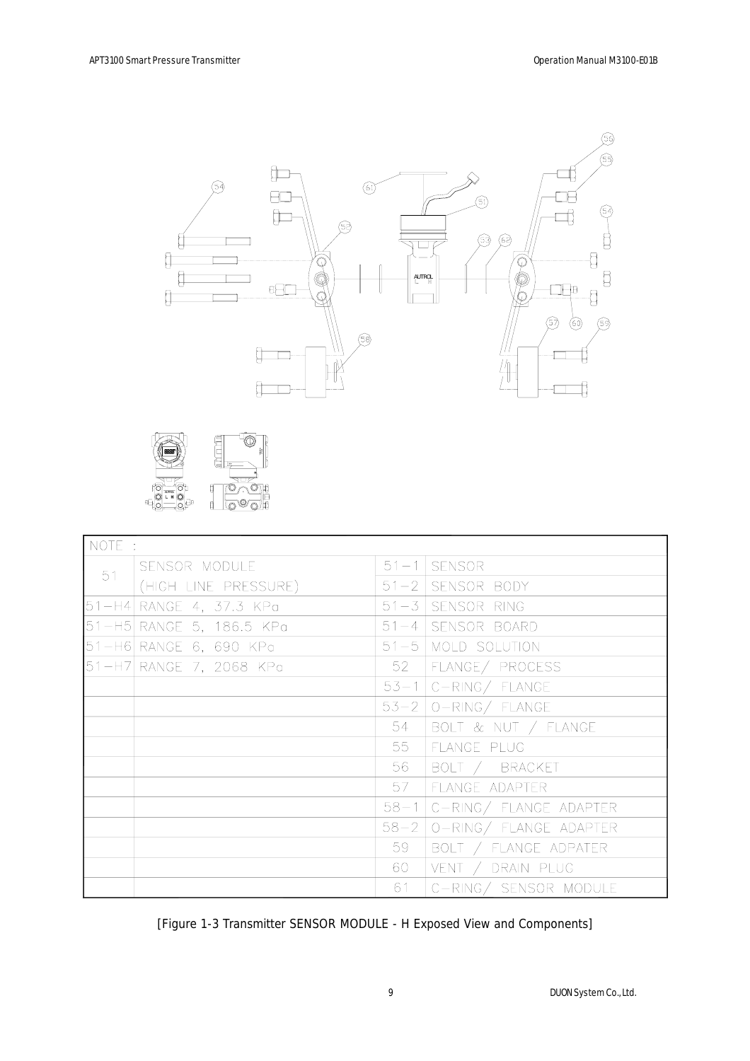| NOTE : | | | |
|---|---|---|---|
| 51 | SENSOR MODULE (HIGH LINE PRESSURE) | 51-1 | SENSOR |
| | | 51-2 | SENSOR BODY |
| 51-H4 | RANGE 4, 37.3 KPa | 51-3 | SENSOR RING |
| 51-H5 | RANGE 5, 186.5 KPa | 51-4 | SENSOR BOARD |
| 51-H6 | RANGE 6, 690 KPa | 51-5 | MOLD SOLUTION |
| 51-H7 | RANGE 7, 2068 KPa | 52 | FLANGE/ PROCESS |
| | | 53-1 | C-RING/ FLANGE |
| | | 53-2 | O-RING/ FLANGE |
| | | 54 | BOLT & NUT / FLANGE |
| | | 55 | FLANGE PLUG |
| | | 56 | BOLT / BRACKET |
| | | 57 | FLANGE ADAPTER |
| | | 58-1 | C-RING/ FLANGE ADAPTER |
| | | 58-2 | O-RING/ FLANGE ADAPTER |
| | | 59 | BOLT / FLANGE ADPATER |
| | | 60 | VENT / DRAIN PLUG |
| | | 61 | C-RING/ SENSOR MODULE |

[Figure 1-3 Transmitter SENSOR MODULE - H Exposed View and Components]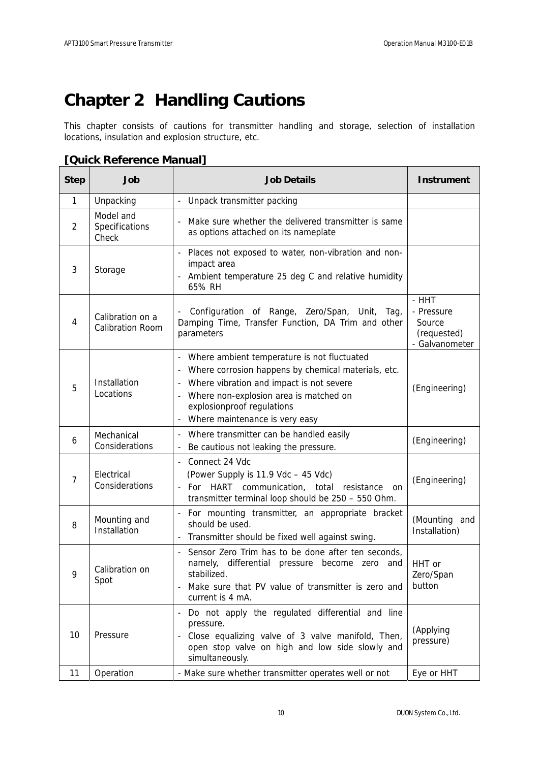# Chapter 2 Handling Cautions

This chapter consists of cautions for transmitter handling and storage, selection of installation locations, insulation and explosion structure, etc.

## [Quick Reference Manual]

| Step | Job | Job Details | Instrument |
|---|---|---|---|
| 1 | Unpacking | - Unpack transmitter packing | |
| 2 | Model and Specifications Check | - Make sure whether the delivered transmitter is same as options attached on its nameplate | |
| 3 | Storage | - Places not exposed to water, non-vibration and non-impact area<br>- Ambient temperature 25 deg C and relative humidity 65% RH | |
| 4 | Calibration on a Calibration Room | - Configuration of Range, Zero/Span, Unit, Tag, Damping Time, Transfer Function, DA Trim and other parameters | - HHT<br>- Pressure Source (requested)<br>- Galvanometer |
| 5 | Installation Locations | - Where ambient temperature is not fluctuated<br>- Where corrosion happens by chemical materials, etc.<br>- Where vibration and impact is not severe<br>- Where non-explosion area is matched on explosionproof regulations<br>- Where maintenance is very easy | (Engineering) |
| 6 | Mechanical Considerations | - Where transmitter can be handled easily<br>- Be cautious not leaking the pressure. | (Engineering) |
| 7 | Electrical Considerations | - Connect 24 Vdc<br>(Power Supply is 11.9 Vdc – 45 Vdc)<br>- For HART communication, total resistance on transmitter terminal loop should be 250 – 550 Ohm. | (Engineering) |
| 8 | Mounting and Installation | - For mounting transmitter, an appropriate bracket should be used.<br>- Transmitter should be fixed well against swing. | (Mounting and Installation) |
| 9 | Calibration on Spot | - Sensor Zero Trim has to be done after ten seconds, namely, differential pressure become zero and stabilized.<br>- Make sure that PV value of transmitter is zero and current is 4 mA. | HHT or Zero/Span button |
| 10 | Pressure | - Do not apply the regulated differential and line pressure.<br>- Close equalizing valve of 3 valve manifold, Then, open stop valve on high and low side slowly and simultaneously. | (Applying pressure) |
| 11 | Operation | - Make sure whether transmitter operates well or not | Eye or HHT |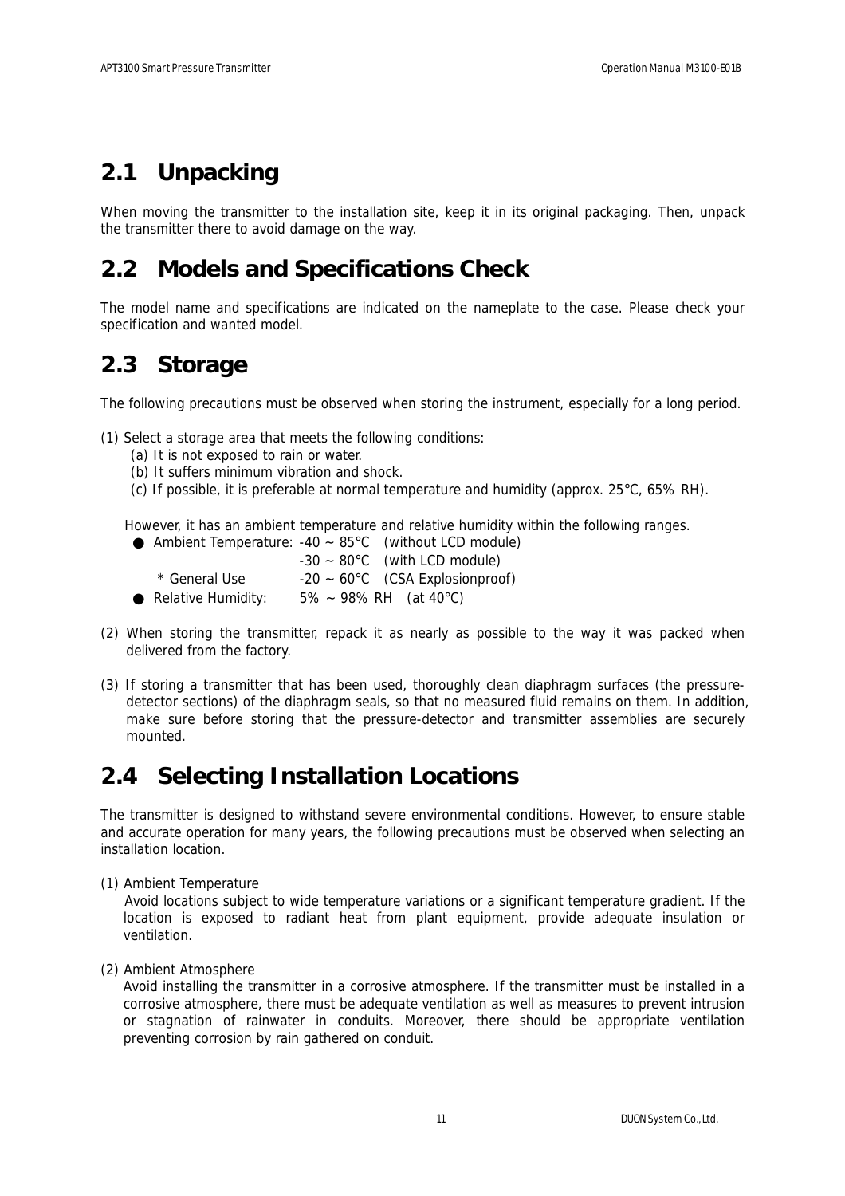## 2.1 Unpacking

When moving the transmitter to the installation site, keep it in its original packaging. Then, unpack the transmitter there to avoid damage on the way.

## 2.2 Models and Specifications Check

The model name and specifications are indicated on the nameplate to the case. Please check your specification and wanted model.

## 2.3 Storage

The following precautions must be observed when storing the instrument, especially for a long period.

(1) Select a storage area that meets the following conditions:
  (a) It is not exposed to rain or water.
  (b) It suffers minimum vibration and shock.
  (c) If possible, it is preferable at normal temperature and humidity (approx. 25°C, 65% RH).

  However, it has an ambient temperature and relative humidity within the following ranges.
  - Ambient Temperature: -40 ~ 85°C (without LCD module)
    -30 ~ 80°C (with LCD module)
    * General Use -20 ~ 60°C (CSA Explosionproof)
  - Relative Humidity: 5% ~ 98% RH (at 40°C)

(2) When storing the transmitter, repack it as nearly as possible to the way it was packed when delivered from the factory.

(3) If storing a transmitter that has been used, thoroughly clean diaphragm surfaces (the pressure-detector sections) of the diaphragm seals, so that no measured fluid remains on them. In addition, make sure before storing that the pressure-detector and transmitter assemblies are securely mounted.

## 2.4 Selecting Installation Locations

The transmitter is designed to withstand severe environmental conditions. However, to ensure stable and accurate operation for many years, the following precautions must be observed when selecting an installation location.

(1) Ambient Temperature
  Avoid locations subject to wide temperature variations or a significant temperature gradient. If the location is exposed to radiant heat from plant equipment, provide adequate insulation or ventilation.

(2) Ambient Atmosphere
  Avoid installing the transmitter in a corrosive atmosphere. If the transmitter must be installed in a corrosive atmosphere, there must be adequate ventilation as well as measures to prevent intrusion or stagnation of rainwater in conduits. Moreover, there should be appropriate ventilation preventing corrosion by rain gathered on conduit.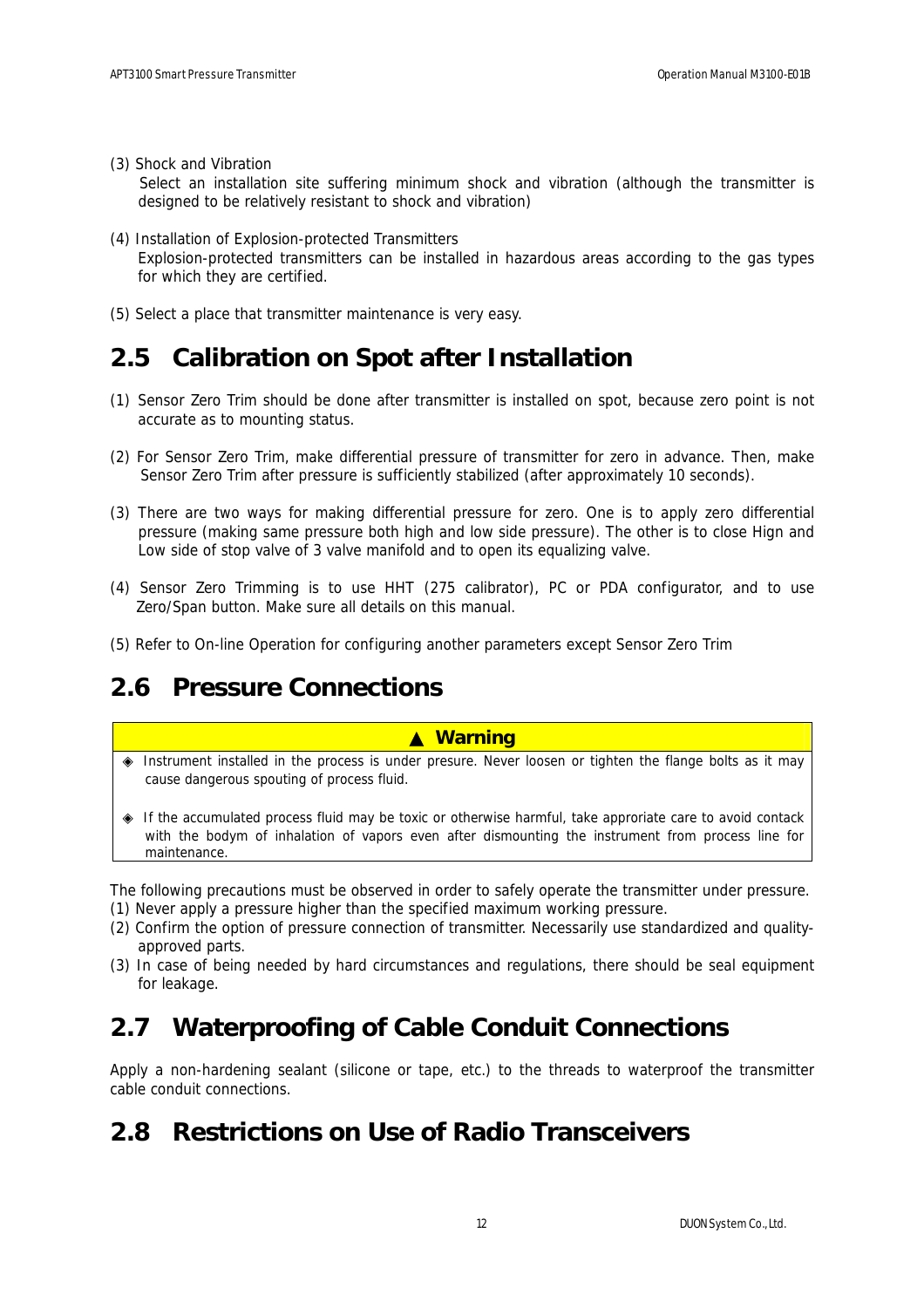(3) Shock and Vibration
Select an installation site suffering minimum shock and vibration (although the transmitter is designed to be relatively resistant to shock and vibration)

(4) Installation of Explosion-protected Transmitters
Explosion-protected transmitters can be installed in hazardous areas according to the gas types for which they are certified.

(5) Select a place that transmitter maintenance is very easy.

## 2.5 Calibration on Spot after Installation

(1) Sensor Zero Trim should be done after transmitter is installed on spot, because zero point is not accurate as to mounting status.

(2) For Sensor Zero Trim, make differential pressure of transmitter for zero in advance. Then, make Sensor Zero Trim after pressure is sufficiently stabilized (after approximately 10 seconds).

(3) There are two ways for making differential pressure for zero. One is to apply zero differential pressure (making same pressure both high and low side pressure). The other is to close Hign and Low side of stop valve of 3 valve manifold and to open its equalizing valve.

(4) Sensor Zero Trimming is to use HHT (275 calibrator), PC or PDA configurator, and to use Zero/Span button. Make sure all details on this manual.

(5) Refer to On-line Operation for configuring another parameters except Sensor Zero Trim

## 2.6 Pressure Connections

**▲ Warning**

◈ Instrument installed in the process is under presure. Never loosen or tighten the flange bolts as it may cause dangerous spouting of process fluid.

◈ If the accumulated process fluid may be toxic or otherwise harmful, take approriate care to avoid contack with the bodym of inhalation of vapors even after dismounting the instrument from process line for maintenance.

The following precautions must be observed in order to safely operate the transmitter under pressure.
(1) Never apply a pressure higher than the specified maximum working pressure.
(2) Confirm the option of pressure connection of transmitter. Necessarily use standardized and quality-approved parts.
(3) In case of being needed by hard circumstances and regulations, there should be seal equipment for leakage.

## 2.7 Waterproofing of Cable Conduit Connections

Apply a non-hardening sealant (silicone or tape, etc.) to the threads to waterproof the transmitter cable conduit connections.

## 2.8 Restrictions on Use of Radio Transceivers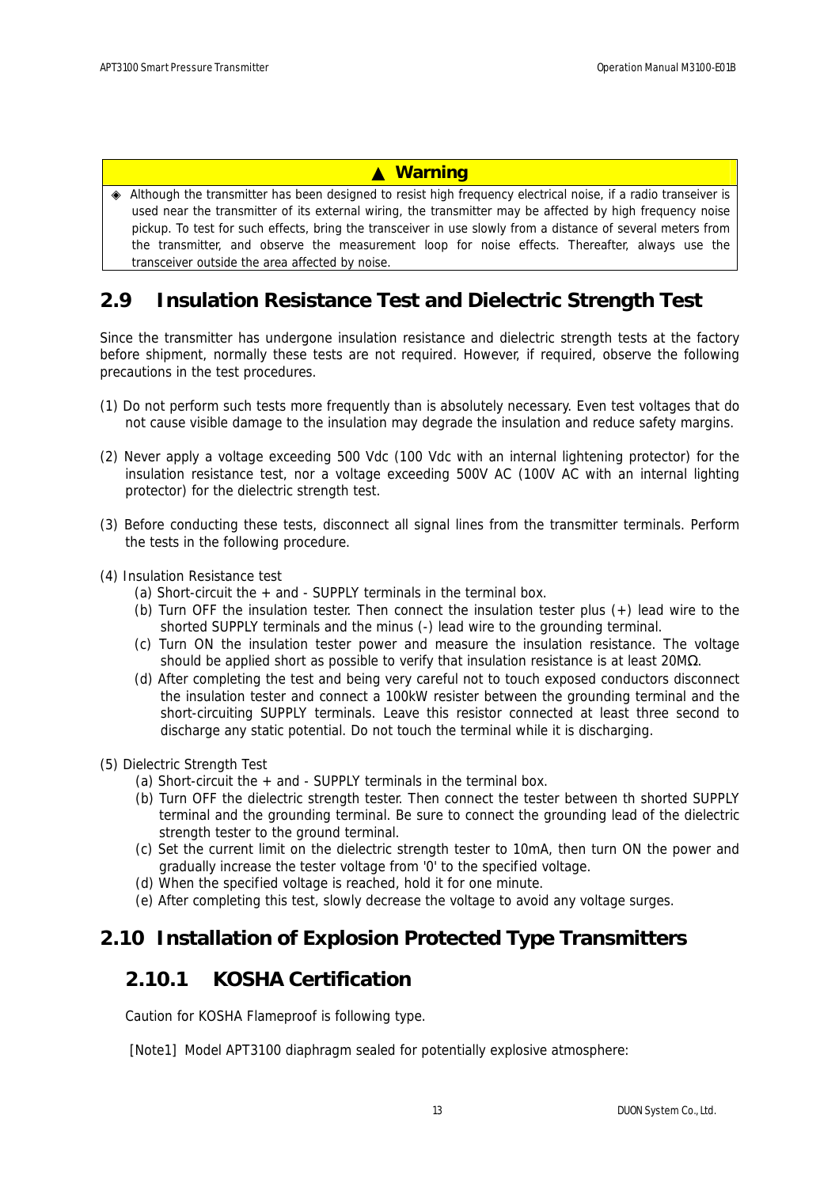> **▲ Warning**
>
> ◈ Although the transmitter has been designed to resist high frequency electrical noise, if a radio transeiver is used near the transmitter of its external wiring, the transmitter may be affected by high frequency noise pickup. To test for such effects, bring the transceiver in use slowly from a distance of several meters from the transmitter, and observe the measurement loop for noise effects. Thereafter, always use the transceiver outside the area affected by noise.

## 2.9 Insulation Resistance Test and Dielectric Strength Test

Since the transmitter has undergone insulation resistance and dielectric strength tests at the factory before shipment, normally these tests are not required. However, if required, observe the following precautions in the test procedures.

(1) Do not perform such tests more frequently than is absolutely necessary. Even test voltages that do not cause visible damage to the insulation may degrade the insulation and reduce safety margins.

(2) Never apply a voltage exceeding 500 Vdc (100 Vdc with an internal lightening protector) for the insulation resistance test, nor a voltage exceeding 500V AC (100V AC with an internal lighting protector) for the dielectric strength test.

(3) Before conducting these tests, disconnect all signal lines from the transmitter terminals. Perform the tests in the following procedure.

(4) Insulation Resistance test
  - (a) Short-circuit the + and - SUPPLY terminals in the terminal box.
  - (b) Turn OFF the insulation tester. Then connect the insulation tester plus (+) lead wire to the shorted SUPPLY terminals and the minus (-) lead wire to the grounding terminal.
  - (c) Turn ON the insulation tester power and measure the insulation resistance. The voltage should be applied short as possible to verify that insulation resistance is at least 20MΩ.
  - (d) After completing the test and being very careful not to touch exposed conductors disconnect the insulation tester and connect a 100kW resister between the grounding terminal and the short-circuiting SUPPLY terminals. Leave this resistor connected at least three second to discharge any static potential. Do not touch the terminal while it is discharging.

(5) Dielectric Strength Test
  - (a) Short-circuit the + and - SUPPLY terminals in the terminal box.
  - (b) Turn OFF the dielectric strength tester. Then connect the tester between th shorted SUPPLY terminal and the grounding terminal. Be sure to connect the grounding lead of the dielectric strength tester to the ground terminal.
  - (c) Set the current limit on the dielectric strength tester to 10mA, then turn ON the power and gradually increase the tester voltage from '0' to the specified voltage.
  - (d) When the specified voltage is reached, hold it for one minute.
  - (e) After completing this test, slowly decrease the voltage to avoid any voltage surges.

## 2.10 Installation of Explosion Protected Type Transmitters

### 2.10.1 KOSHA Certification

Caution for KOSHA Flameproof is following type.

[Note1] Model APT3100 diaphragm sealed for potentially explosive atmosphere: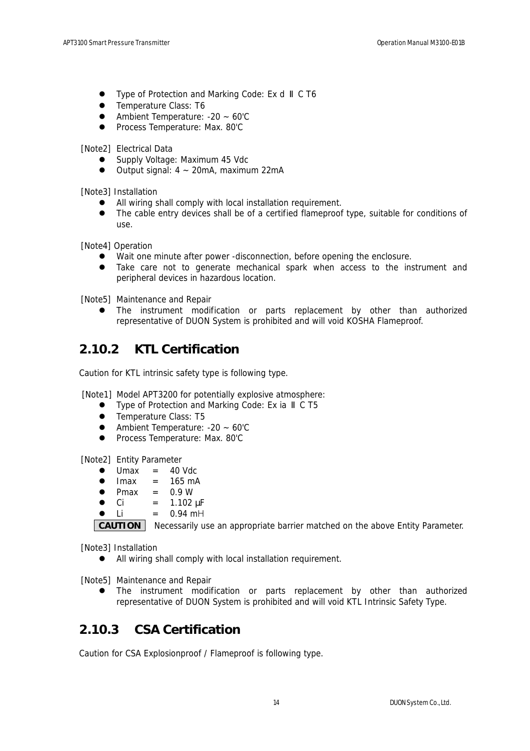- Type of Protection and Marking Code: Ex d Ⅱ C T6
- Temperature Class: T6
- Ambient Temperature: -20 ~ 60'C
- Process Temperature: Max. 80'C

[Note2] Electrical Data

- Supply Voltage: Maximum 45 Vdc
- Output signal: 4 ~ 20mA, maximum 22mA

[Note3] Installation

- All wiring shall comply with local installation requirement.
- The cable entry devices shall be of a certified flameproof type, suitable for conditions of use.

[Note4] Operation

- Wait one minute after power -disconnection, before opening the enclosure.
- Take care not to generate mechanical spark when access to the instrument and peripheral devices in hazardous location.

[Note5] Maintenance and Repair

- The instrument modification or parts replacement by other than authorized representative of DUON System is prohibited and will void KOSHA Flameproof.

## 2.10.2 KTL Certification

Caution for KTL intrinsic safety type is following type.

[Note1] Model APT3200 for potentially explosive atmosphere:

- Type of Protection and Marking Code: Ex ia Ⅱ C T5
- Temperature Class: T5
- Ambient Temperature: -20 ~ 60'C
- Process Temperature: Max. 80'C

[Note2] Entity Parameter

- Umax = 40 Vdc
- Imax = 165 mA
- Pmax = 0.9 W
- Ci = 1.102 µF
- Li = 0.94 mH

**CAUTION** Necessarily use an appropriate barrier matched on the above Entity Parameter.

[Note3] Installation

- All wiring shall comply with local installation requirement.

[Note5] Maintenance and Repair

- The instrument modification or parts replacement by other than authorized representative of DUON System is prohibited and will void KTL Intrinsic Safety Type.

## 2.10.3 CSA Certification

Caution for CSA Explosionproof / Flameproof is following type.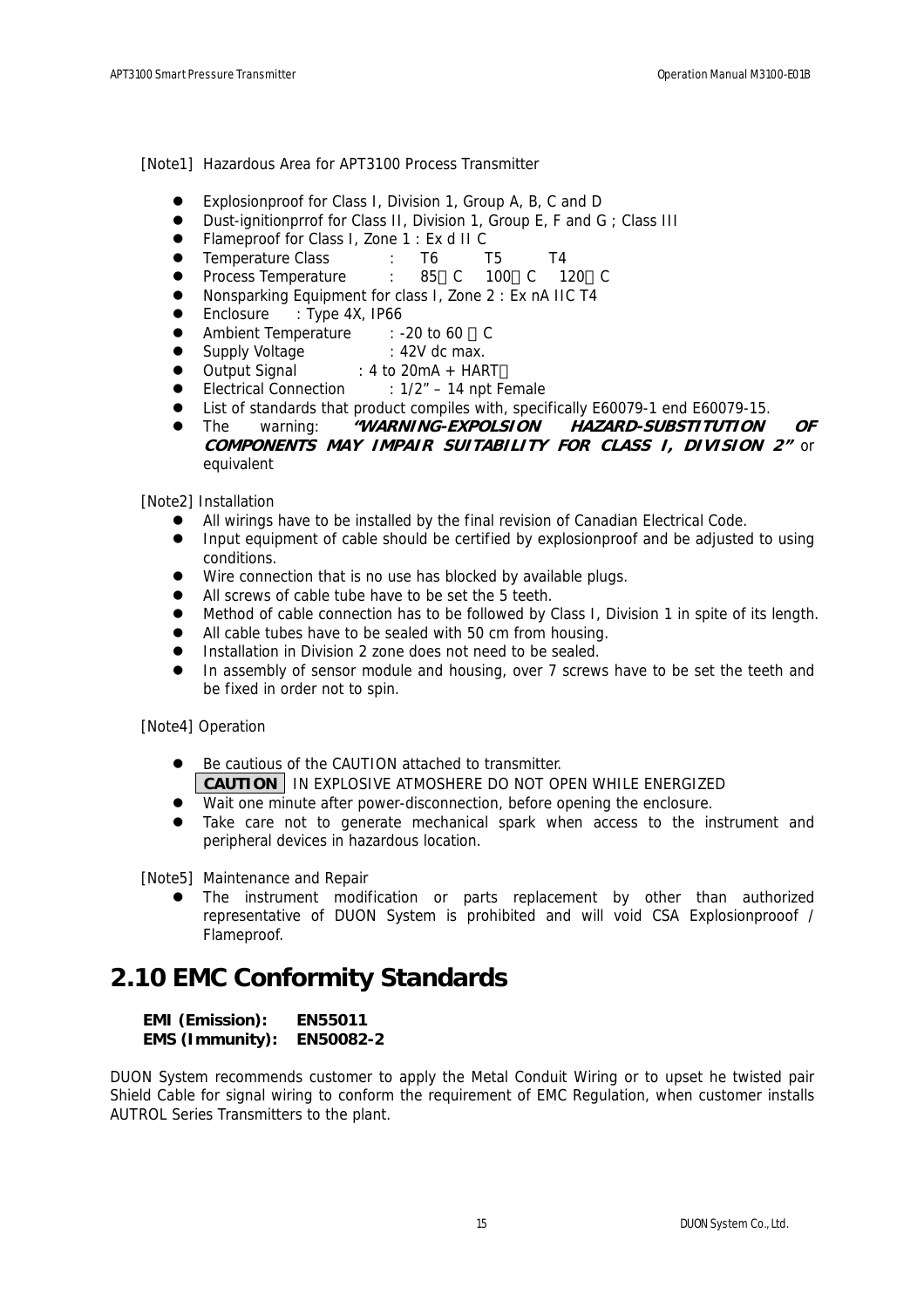[Note1] Hazardous Area for APT3100 Process Transmitter

- Explosionproof for Class I, Division 1, Group A, B, C and D
- Dust-ignitionprrof for Class II, Division 1, Group E, F and G ; Class III
- Flameproof for Class I, Zone 1 : Ex d II C
- Temperature Class : T6 T5 T4
- Process Temperature : 85℃ 100℃ 120℃
- Nonsparking Equipment for class I, Zone 2 : Ex nA IIC T4
- Enclosure : Type 4X, IP66
- Ambient Temperature : -20 to 60 ℃
- Supply Voltage : 42V dc max.
- Output Signal : 4 to 20mA + HART
- Electrical Connection : 1/2" – 14 npt Female
- List of standards that product compiles with, specifically E60079-1 end E60079-15.
- The warning: ***"WARNING-EXPOLSION HAZARD-SUBSTITUTION OF COMPONENTS MAY IMPAIR SUITABILITY FOR CLASS I, DIVISION 2"*** or equivalent

[Note2] Installation

- All wirings have to be installed by the final revision of Canadian Electrical Code.
- Input equipment of cable should be certified by explosionproof and be adjusted to using conditions.
- Wire connection that is no use has blocked by available plugs.
- All screws of cable tube have to be set the 5 teeth.
- Method of cable connection has to be followed by Class I, Division 1 in spite of its length.
- All cable tubes have to be sealed with 50 cm from housing.
- Installation in Division 2 zone does not need to be sealed.
- In assembly of sensor module and housing, over 7 screws have to be set the teeth and be fixed in order not to spin.

[Note4] Operation

- Be cautious of the CAUTION attached to transmitter.
  **CAUTION** IN EXPLOSIVE ATMOSHERE DO NOT OPEN WHILE ENERGIZED
- Wait one minute after power-disconnection, before opening the enclosure.
- Take care not to generate mechanical spark when access to the instrument and peripheral devices in hazardous location.

[Note5] Maintenance and Repair

- The instrument modification or parts replacement by other than authorized representative of DUON System is prohibited and will void CSA Explosionprooof / Flameproof.

## 2.10 EMC Conformity Standards

**EMI (Emission): EN55011**
**EMS (Immunity): EN50082-2**

DUON System recommends customer to apply the Metal Conduit Wiring or to upset he twisted pair Shield Cable for signal wiring to conform the requirement of EMC Regulation, when customer installs AUTROL Series Transmitters to the plant.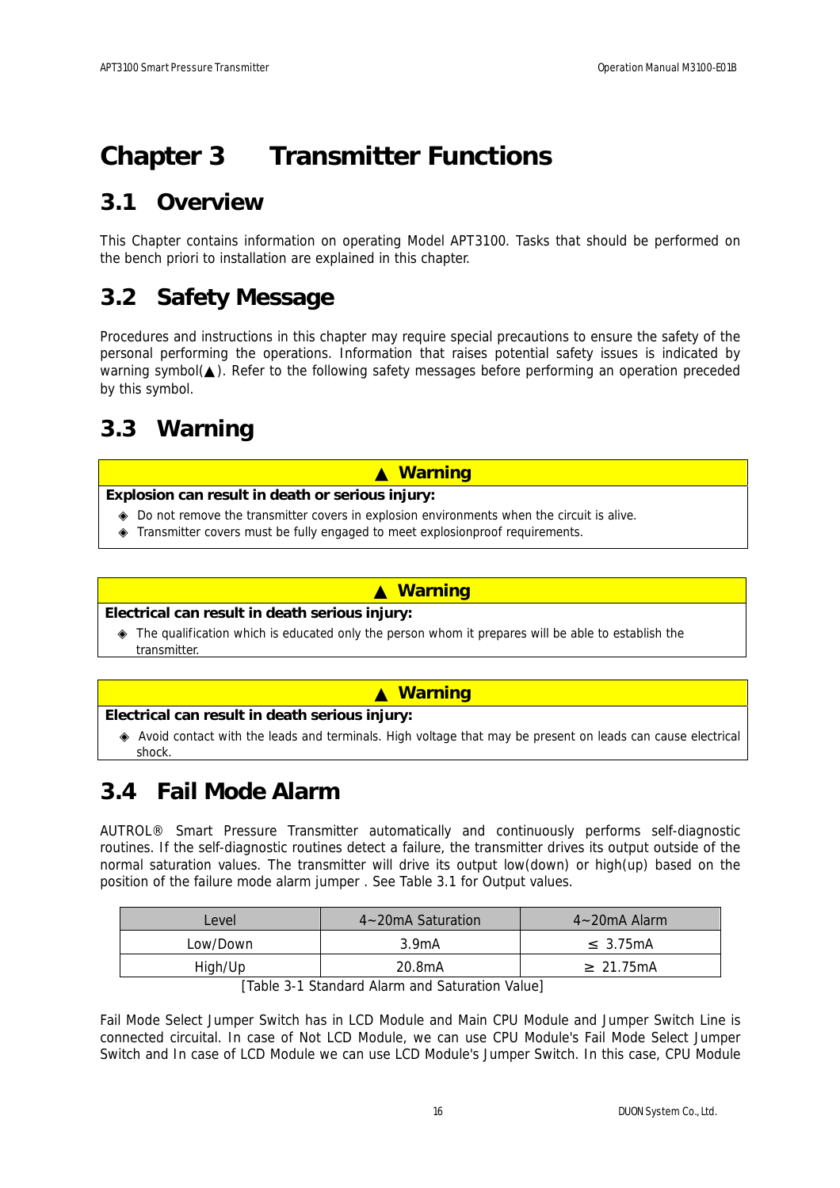# Chapter 3 Transmitter Functions

## 3.1 Overview

This Chapter contains information on operating Model APT3100. Tasks that should be performed on the bench priori to installation are explained in this chapter.

## 3.2 Safety Message

Procedures and instructions in this chapter may require special precautions to ensure the safety of the personal performing the operations. Information that raises potential safety issues is indicated by warning symbol(▲). Refer to the following safety messages before performing an operation preceded by this symbol.

## 3.3 Warning

| ▲ Warning |
|---|
| **Explosion can result in death or serious injury:**<br>◈ Do not remove the transmitter covers in explosion environments when the circuit is alive.<br>◈ Transmitter covers must be fully engaged to meet explosionproof requirements. |

| ▲ Warning |
|---|
| **Electrical can result in death serious injury:**<br>◈ The qualification which is educated only the person whom it prepares will be able to establish the transmitter. |

| ▲ Warning |
|---|
| **Electrical can result in death serious injury:**<br>◈ Avoid contact with the leads and terminals. High voltage that may be present on leads can cause electrical shock. |

## 3.4 Fail Mode Alarm

AUTROL® Smart Pressure Transmitter automatically and continuously performs self-diagnostic routines. If the self-diagnostic routines detect a failure, the transmitter drives its output outside of the normal saturation values. The transmitter will drive its output low(down) or high(up) based on the position of the failure mode alarm jumper . See Table 3.1 for Output values.

| Level | 4~20mA Saturation | 4~20mA Alarm |
|---|---|---|
| Low/Down | 3.9mA | ≤ 3.75mA |
| High/Up | 20.8mA | ≥ 21.75mA |

[Table 3-1 Standard Alarm and Saturation Value]

Fail Mode Select Jumper Switch has in LCD Module and Main CPU Module and Jumper Switch Line is connected circuital. In case of Not LCD Module, we can use CPU Module's Fail Mode Select Jumper Switch and In case of LCD Module we can use LCD Module's Jumper Switch. In this case, CPU Module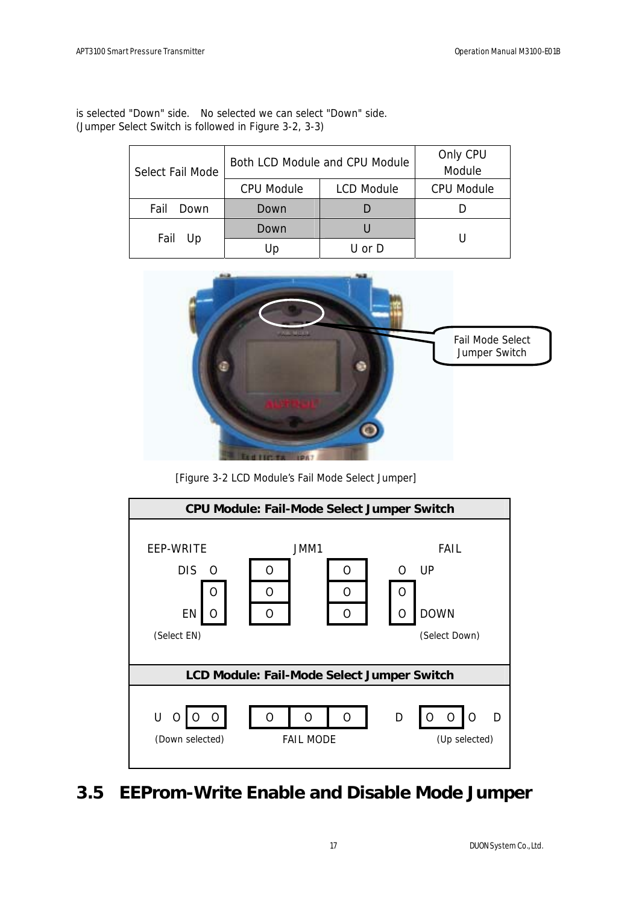is selected "Down" side.   No selected we can select "Down" side.
(Jumper Select Switch is followed in Figure 3-2, 3-3)

| Select Fail Mode | Both LCD Module and CPU Module | | Only CPU Module |
|---|---|---|---|
| | CPU Module | LCD Module | CPU Module |
| Fail   Down | Down | D | D |
| Fail   Up | Down | U | U |
| | Up | U or D | |

Fail Mode Select Jumper Switch

[Figure 3-2 LCD Module's Fail Mode Select Jumper]

**CPU Module: Fail-Mode Select Jumper Switch**

EEP-WRITE — DIS / EN (Select EN)

JMM1

FAIL — UP / DOWN (Select Down)

**LCD Module: Fail-Mode Select Jumper Switch**

U O O O (Down selected)

FAIL MODE

D O O O D (Up selected)

## 3.5 EEProm-Write Enable and Disable Mode Jumper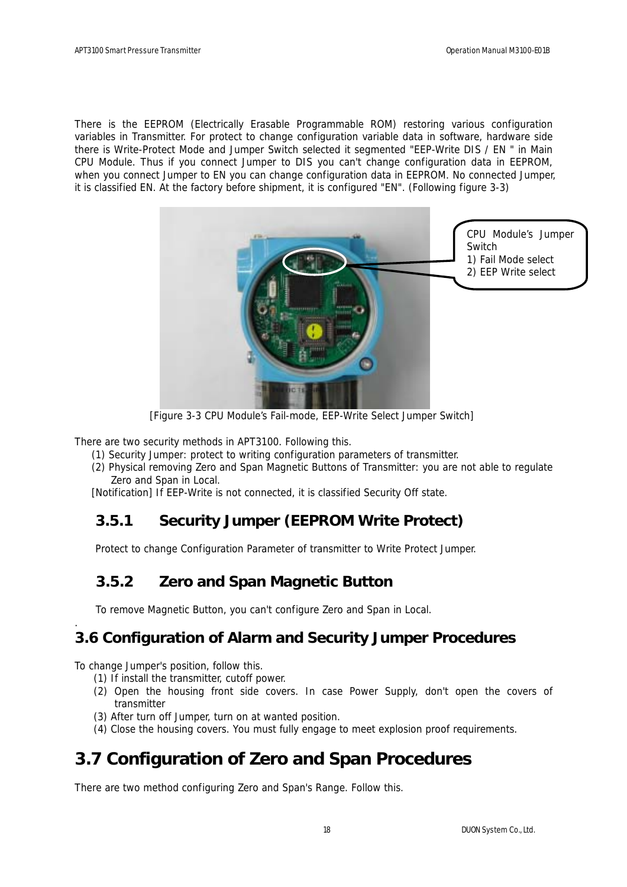There is the EEPROM (Electrically Erasable Programmable ROM) restoring various configuration variables in Transmitter. For protect to change configuration variable data in software, hardware side there is Write-Protect Mode and Jumper Switch selected it segmented "EEP-Write DIS / EN " in Main CPU Module. Thus if you connect Jumper to DIS you can't change configuration data in EEPROM, when you connect Jumper to EN you can change configuration data in EEPROM. No connected Jumper, it is classified EN. At the factory before shipment, it is configured "EN". (Following figure 3-3)

CPU Module's Jumper Switch
1) Fail Mode select
2) EEP Write select

[Figure 3-3 CPU Module's Fail-mode, EEP-Write Select Jumper Switch]

There are two security methods in APT3100. Following this.

(1) Security Jumper: protect to writing configuration parameters of transmitter.
(2) Physical removing Zero and Span Magnetic Buttons of Transmitter: you are not able to regulate Zero and Span in Local.

[Notification] If EEP-Write is not connected, it is classified Security Off state.

### 3.5.1 Security Jumper (EEPROM Write Protect)

Protect to change Configuration Parameter of transmitter to Write Protect Jumper.

### 3.5.2 Zero and Span Magnetic Button

To remove Magnetic Button, you can't configure Zero and Span in Local.

## 3.6 Configuration of Alarm and Security Jumper Procedures

To change Jumper's position, follow this.

(1) If install the transmitter, cutoff power.
(2) Open the housing front side covers. In case Power Supply, don't open the covers of transmitter
(3) After turn off Jumper, turn on at wanted position.
(4) Close the housing covers. You must fully engage to meet explosion proof requirements.

## 3.7 Configuration of Zero and Span Procedures

There are two method configuring Zero and Span's Range. Follow this.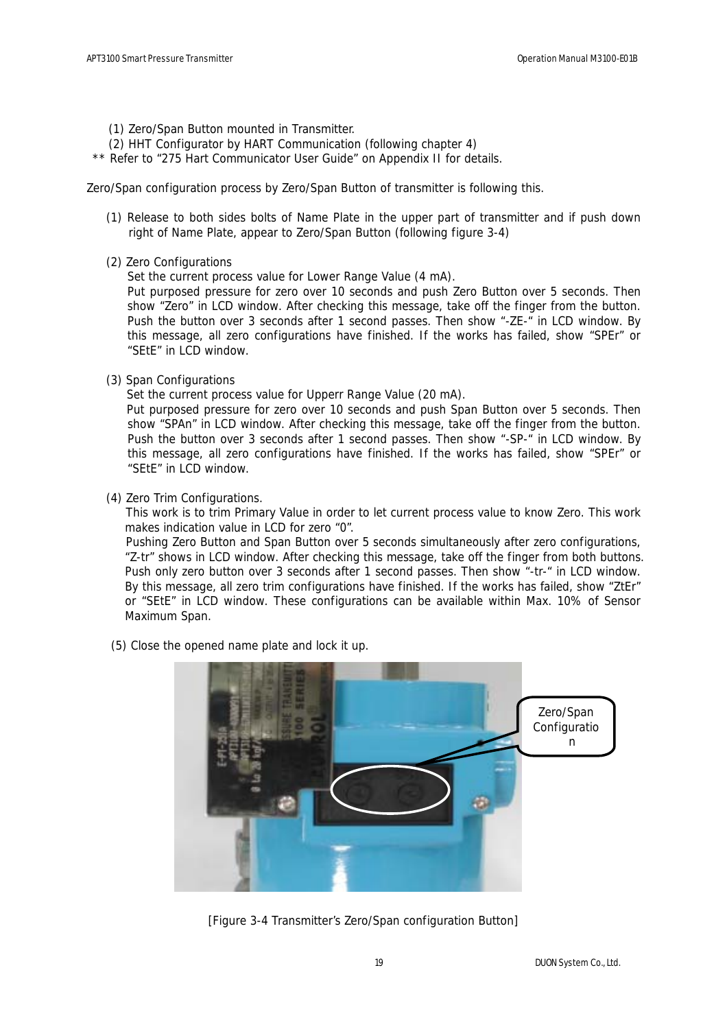(1) Zero/Span Button mounted in Transmitter.

(2) HHT Configurator by HART Communication (following chapter 4)

** Refer to "275 Hart Communicator User Guide" on Appendix II for details.

Zero/Span configuration process by Zero/Span Button of transmitter is following this.

(1) Release to both sides bolts of Name Plate in the upper part of transmitter and if push down right of Name Plate, appear to Zero/Span Button (following figure 3-4)

(2) Zero Configurations

Set the current process value for Lower Range Value (4 mA).

Put purposed pressure for zero over 10 seconds and push Zero Button over 5 seconds. Then show "Zero" in LCD window. After checking this message, take off the finger from the button. Push the button over 3 seconds after 1 second passes. Then show "-ZE-" in LCD window. By this message, all zero configurations have finished. If the works has failed, show "SPEr" or "SEtE" in LCD window.

(3) Span Configurations

Set the current process value for Upperr Range Value (20 mA).

Put purposed pressure for zero over 10 seconds and push Span Button over 5 seconds. Then show "SPAn" in LCD window. After checking this message, take off the finger from the button. Push the button over 3 seconds after 1 second passes. Then show "-SP-" in LCD window. By this message, all zero configurations have finished. If the works has failed, show "SPEr" or "SEtE" in LCD window.

(4) Zero Trim Configurations.

This work is to trim Primary Value in order to let current process value to know Zero. This work makes indication value in LCD for zero "0".

Pushing Zero Button and Span Button over 5 seconds simultaneously after zero configurations, "Z-tr" shows in LCD window. After checking this message, take off the finger from both buttons. Push only zero button over 3 seconds after 1 second passes. Then show "-tr-" in LCD window. By this message, all zero trim configurations have finished. If the works has failed, show "ZtEr" or "SEtE" in LCD window. These configurations can be available within Max. 10% of Sensor Maximum Span.

(5) Close the opened name plate and lock it up.

[Figure 3-4 Transmitter's Zero/Span configuration Button]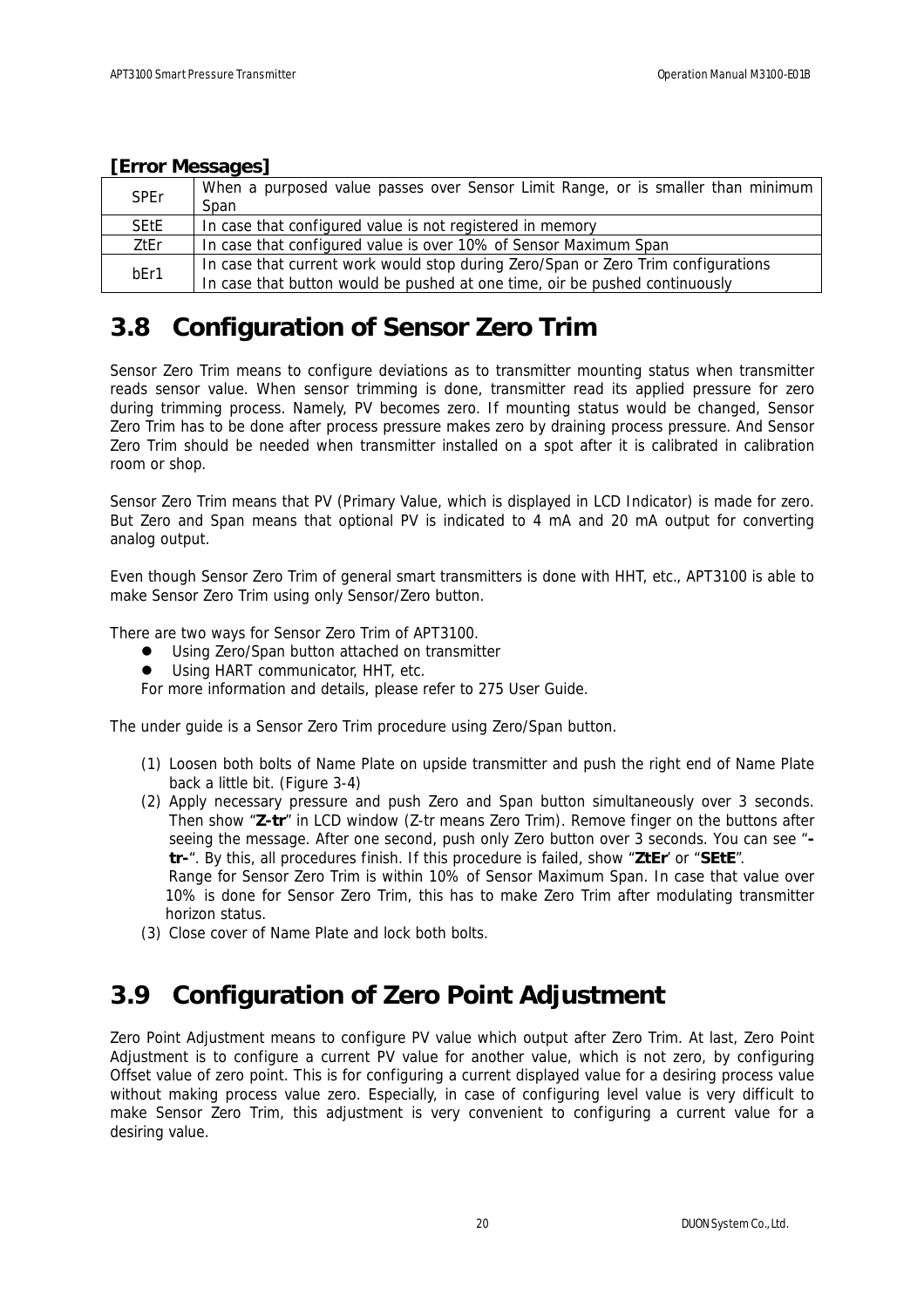**[Error Messages]**

| | |
|---|---|
| SPEr | When a purposed value passes over Sensor Limit Range, or is smaller than minimum Span |
| SEtE | In case that configured value is not registered in memory |
| ZtEr | In case that configured value is over 10% of Sensor Maximum Span |
| bEr1 | In case that current work would stop during Zero/Span or Zero Trim configurations<br>In case that button would be pushed at one time, oir be pushed continuously |

# 3.8 Configuration of Sensor Zero Trim

Sensor Zero Trim means to configure deviations as to transmitter mounting status when transmitter reads sensor value. When sensor trimming is done, transmitter read its applied pressure for zero during trimming process. Namely, PV becomes zero. If mounting status would be changed, Sensor Zero Trim has to be done after process pressure makes zero by draining process pressure. And Sensor Zero Trim should be needed when transmitter installed on a spot after it is calibrated in calibration room or shop.

Sensor Zero Trim means that PV (Primary Value, which is displayed in LCD Indicator) is made for zero. But Zero and Span means that optional PV is indicated to 4 mA and 20 mA output for converting analog output.

Even though Sensor Zero Trim of general smart transmitters is done with HHT, etc., APT3100 is able to make Sensor Zero Trim using only Sensor/Zero button.

There are two ways for Sensor Zero Trim of APT3100.

- Using Zero/Span button attached on transmitter
- Using HART communicator, HHT, etc.

For more information and details, please refer to 275 User Guide.

The under guide is a Sensor Zero Trim procedure using Zero/Span button.

(1) Loosen both bolts of Name Plate on upside transmitter and push the right end of Name Plate back a little bit. (Figure 3-4)

(2) Apply necessary pressure and push Zero and Span button simultaneously over 3 seconds. Then show "**Z-tr**" in LCD window (Z-tr means Zero Trim). Remove finger on the buttons after seeing the message. After one second, push only Zero button over 3 seconds. You can see "**-tr-**". By this, all procedures finish. If this procedure is failed, show "**ZtEr**' or "**SEtE**".
Range for Sensor Zero Trim is within 10% of Sensor Maximum Span. In case that value over 10% is done for Sensor Zero Trim, this has to make Zero Trim after modulating transmitter horizon status.

(3) Close cover of Name Plate and lock both bolts.

# 3.9 Configuration of Zero Point Adjustment

Zero Point Adjustment means to configure PV value which output after Zero Trim. At last, Zero Point Adjustment is to configure a current PV value for another value, which is not zero, by configuring Offset value of zero point. This is for configuring a current displayed value for a desiring process value without making process value zero. Especially, in case of configuring level value is very difficult to make Sensor Zero Trim, this adjustment is very convenient to configuring a current value for a desiring value.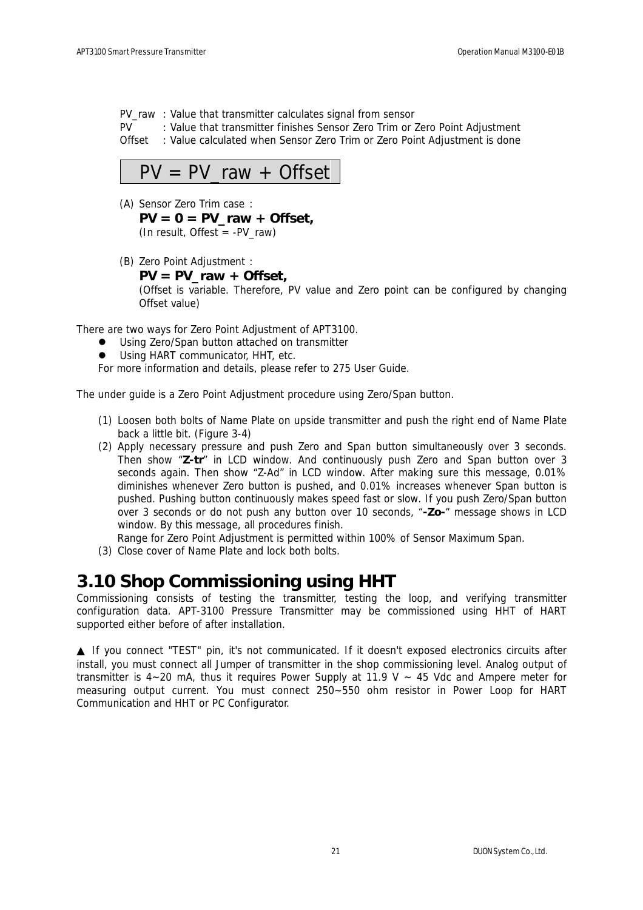PV_raw : Value that transmitter calculates signal from sensor
PV : Value that transmitter finishes Sensor Zero Trim or Zero Point Adjustment
Offset : Value calculated when Sensor Zero Trim or Zero Point Adjustment is done

$$PV = PV\_raw + Offset$$

(A) Sensor Zero Trim case :

**PV = 0 = PV_raw + Offset,**

(In result, Offest = -PV_raw)

(B) Zero Point Adjustment :

**PV = PV_raw + Offset,**

(Offset is variable. Therefore, PV value and Zero point can be configured by changing Offset value)

There are two ways for Zero Point Adjustment of APT3100.

- Using Zero/Span button attached on transmitter
- Using HART communicator, HHT, etc.

For more information and details, please refer to 275 User Guide.

The under guide is a Zero Point Adjustment procedure using Zero/Span button.

(1) Loosen both bolts of Name Plate on upside transmitter and push the right end of Name Plate back a little bit. (Figure 3-4)

(2) Apply necessary pressure and push Zero and Span button simultaneously over 3 seconds. Then show "**Z-tr**" in LCD window. And continuously push Zero and Span button over 3 seconds again. Then show "Z-Ad" in LCD window. After making sure this message, 0.01% diminishes whenever Zero button is pushed, and 0.01% increases whenever Span button is pushed. Pushing button continuously makes speed fast or slow. If you push Zero/Span button over 3 seconds or do not push any button over 10 seconds, "**-Zo-**" message shows in LCD window. By this message, all procedures finish.

Range for Zero Point Adjustment is permitted within 100% of Sensor Maximum Span.

(3) Close cover of Name Plate and lock both bolts.

## 3.10 Shop Commissioning using HHT

Commissioning consists of testing the transmitter, testing the loop, and verifying transmitter configuration data. APT-3100 Pressure Transmitter may be commissioned using HHT of HART supported either before of after installation.

▲ If you connect "TEST" pin, it's not communicated. If it doesn't exposed electronics circuits after install, you must connect all Jumper of transmitter in the shop commissioning level. Analog output of transmitter is 4~20 mA, thus it requires Power Supply at 11.9 V ~ 45 Vdc and Ampere meter for measuring output current. You must connect 250~550 ohm resistor in Power Loop for HART Communication and HHT or PC Configurator.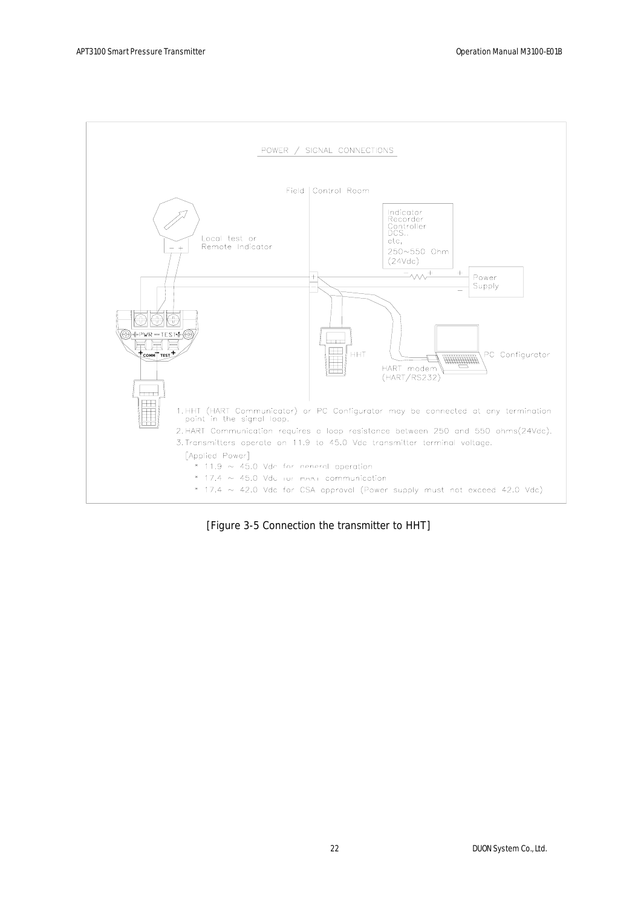POWER / SIGNAL CONNECTIONS

Field | Control Room

Local test or Remote Indicator

Indicator
Recorder
Controller
DCS..
etc,
250~550 Ohm
(24Vdc)

Power Supply

PWR TEST

COMM TEST

HHT

PC Configurator

HART modem
(HART/RS232)

1. HHT (HART Communicator) or PC Configurator may be connected at any termination point in the signal loop.
2. HART Communication requires a loop resistance between 250 and 550 ohms(24Vdc).
3. Transmitters operate on 11.9 to 45.0 Vdc transmitter terminal voltage.

[Applied Power]

- 11.9 ~ 45.0 Vdc for general operation
- 17.4 ~ 45.0 Vdc for HART communication
- 17.4 ~ 42.0 Vdc for CSA approval (Power supply must not exceed 42.0 Vdc)

[Figure 3-5 Connection the transmitter to HHT]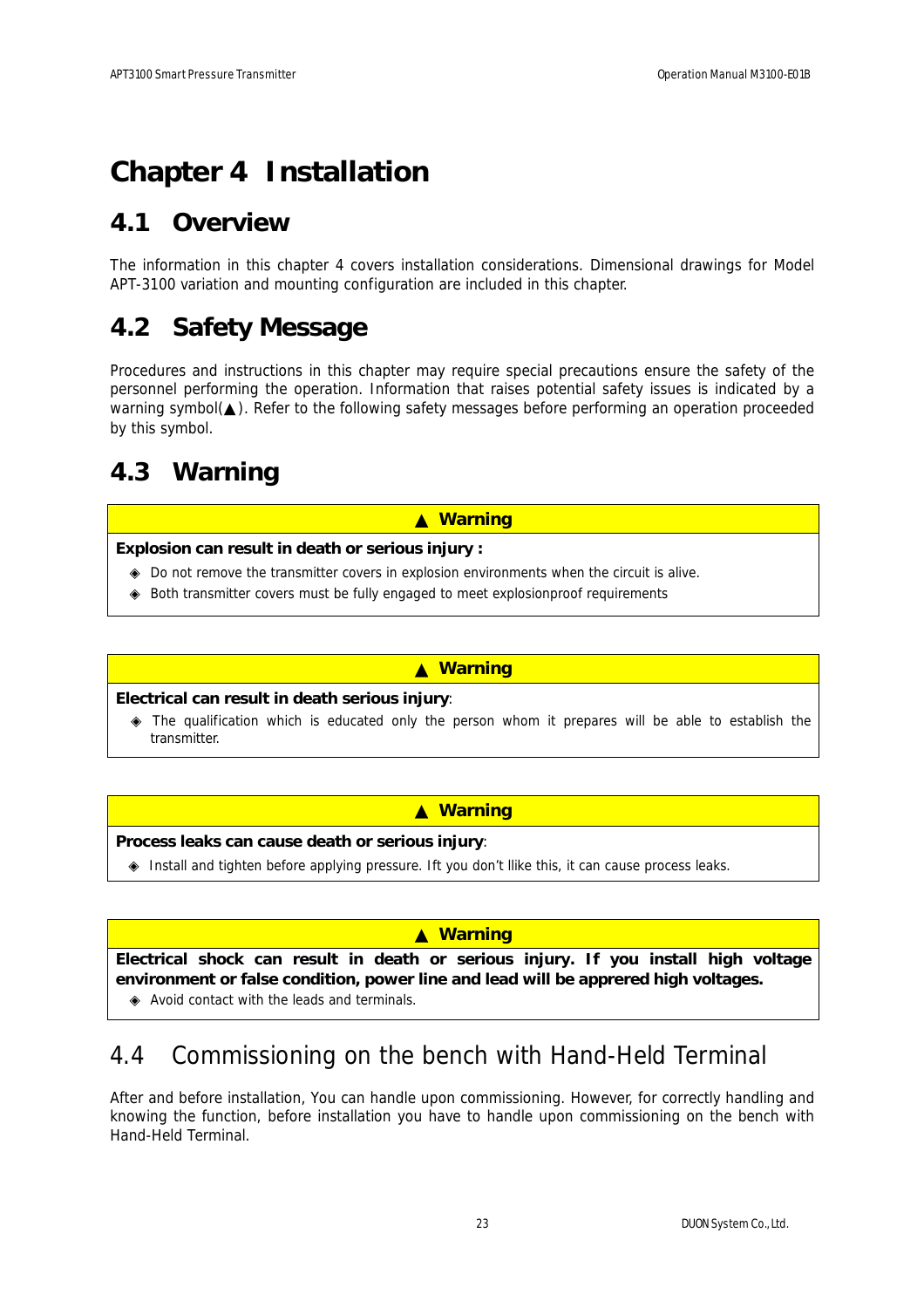# Chapter 4 Installation

## 4.1 Overview

The information in this chapter 4 covers installation considerations. Dimensional drawings for Model APT-3100 variation and mounting configuration are included in this chapter.

## 4.2 Safety Message

Procedures and instructions in this chapter may require special precautions ensure the safety of the personnel performing the operation. Information that raises potential safety issues is indicated by a warning symbol(▲). Refer to the following safety messages before performing an operation proceeded by this symbol.

## 4.3 Warning

| ▲ **Warning** |
|---|
| **Explosion can result in death or serious injury :**<br>◈ Do not remove the transmitter covers in explosion environments when the circuit is alive.<br>◈ Both transmitter covers must be fully engaged to meet explosionproof requirements |

| ▲ **Warning** |
|---|
| **Electrical can result in death serious injury**:<br>◈ The qualification which is educated only the person whom it prepares will be able to establish the transmitter. |

| ▲ **Warning** |
|---|
| **Process leaks can cause death or serious injury**:<br>◈ Install and tighten before applying pressure. Ift you don't llike this, it can cause process leaks. |

| ▲ **Warning** |
|---|
| **Electrical shock can result in death or serious injury. If you install high voltage environment or false condition, power line and lead will be apprered high voltages.**<br>◈ Avoid contact with the leads and terminals. |

## 4.4 Commissioning on the bench with Hand-Held Terminal

After and before installation, You can handle upon commissioning. However, for correctly handling and knowing the function, before installation you have to handle upon commissioning on the bench with Hand-Held Terminal.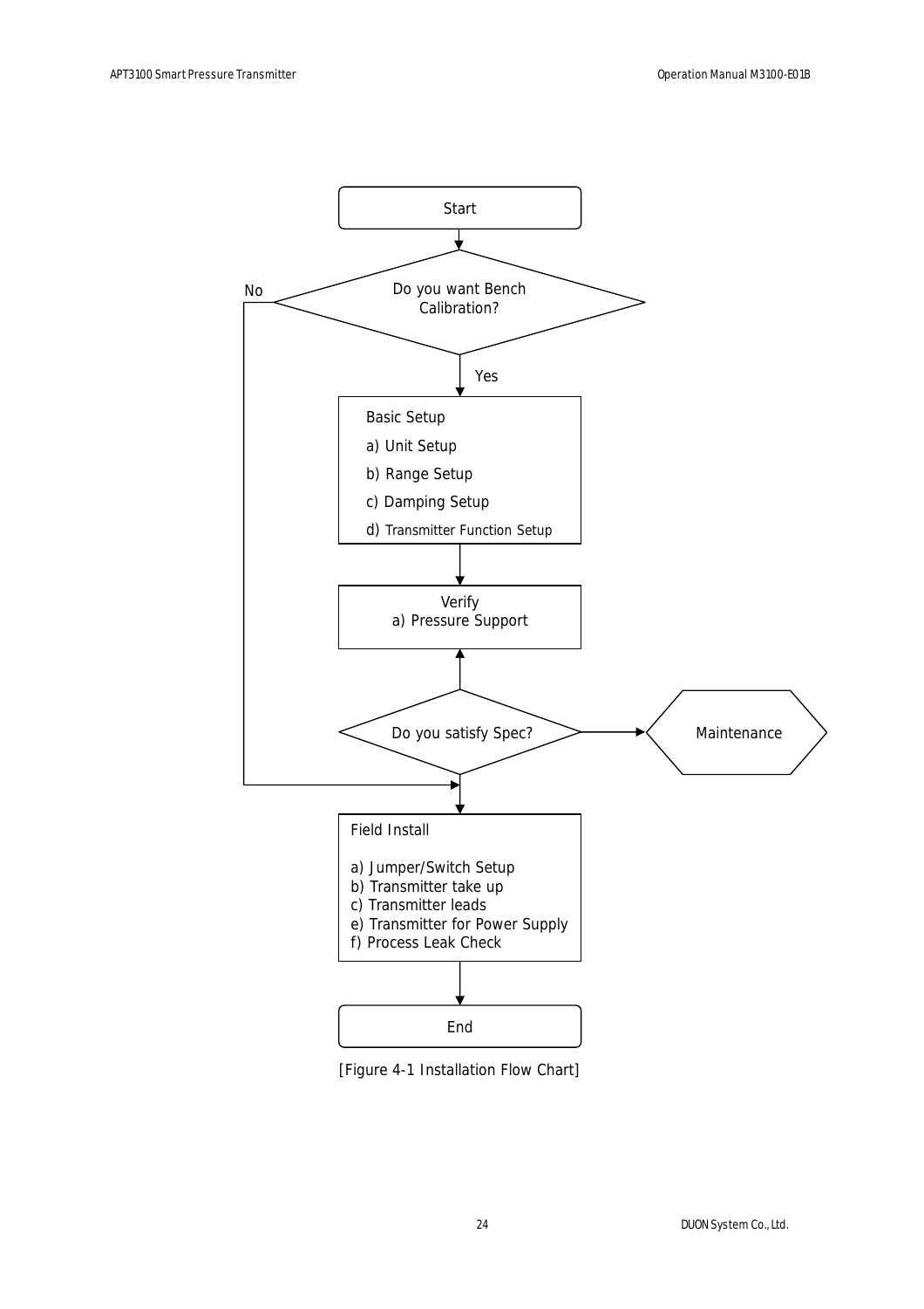Start

Do you want Bench Calibration?

No

Yes

Basic Setup

a) Unit Setup

b) Range Setup

c) Damping Setup

d) Transmitter Function Setup

Verify
a) Pressure Support

Do you satisfy Spec?

Maintenance

Field Install

a) Jumper/Switch Setup
b) Transmitter take up
c) Transmitter leads
e) Transmitter for Power Supply
f) Process Leak Check

End

[Figure 4-1 Installation Flow Chart]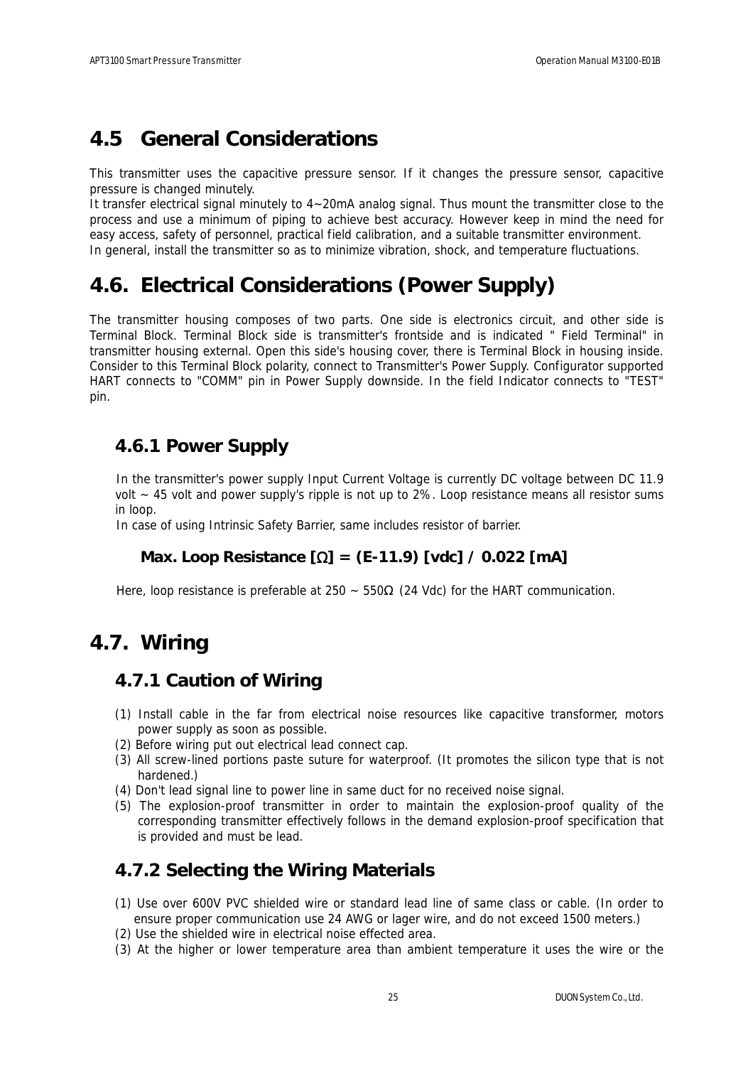## 4.5 General Considerations

This transmitter uses the capacitive pressure sensor. If it changes the pressure sensor, capacitive pressure is changed minutely.
It transfer electrical signal minutely to 4~20mA analog signal. Thus mount the transmitter close to the process and use a minimum of piping to achieve best accuracy. However keep in mind the need for easy access, safety of personnel, practical field calibration, and a suitable transmitter environment.
In general, install the transmitter so as to minimize vibration, shock, and temperature fluctuations.

## 4.6. Electrical Considerations (Power Supply)

The transmitter housing composes of two parts. One side is electronics circuit, and other side is Terminal Block. Terminal Block side is transmitter's frontside and is indicated " Field Terminal" in transmitter housing external. Open this side's housing cover, there is Terminal Block in housing inside. Consider to this Terminal Block polarity, connect to Transmitter's Power Supply. Configurator supported HART connects to "COMM" pin in Power Supply downside. In the field Indicator connects to "TEST" pin.

### 4.6.1 Power Supply

In the transmitter's power supply Input Current Voltage is currently DC voltage between DC 11.9 volt ~ 45 volt and power supply's ripple is not up to 2%. Loop resistance means all resistor sums in loop.
In case of using Intrinsic Safety Barrier, same includes resistor of barrier.

**Max. Loop Resistance [Ω] = (E-11.9) [vdc] / 0.022 [mA]**

Here, loop resistance is preferable at 250 ~ 550Ω (24 Vdc) for the HART communication.

## 4.7. Wiring

### 4.7.1 Caution of Wiring

(1) Install cable in the far from electrical noise resources like capacitive transformer, motors power supply as soon as possible.
(2) Before wiring put out electrical lead connect cap.
(3) All screw-lined portions paste suture for waterproof. (It promotes the silicon type that is not hardened.)
(4) Don't lead signal line to power line in same duct for no received noise signal.
(5) The explosion-proof transmitter in order to maintain the explosion-proof quality of the corresponding transmitter effectively follows in the demand explosion-proof specification that is provided and must be lead.

### 4.7.2 Selecting the Wiring Materials

(1) Use over 600V PVC shielded wire or standard lead line of same class or cable. (In order to ensure proper communication use 24 AWG or lager wire, and do not exceed 1500 meters.)
(2) Use the shielded wire in electrical noise effected area.
(3) At the higher or lower temperature area than ambient temperature it uses the wire or the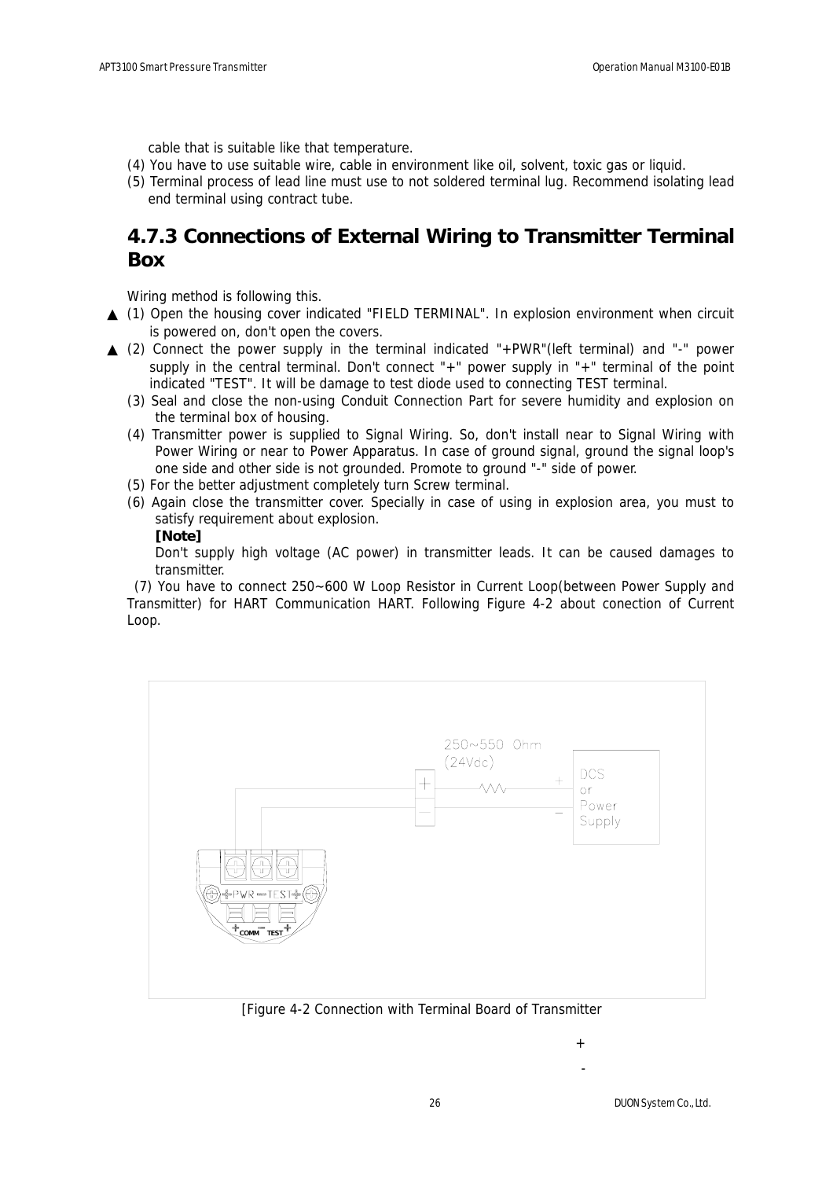cable that is suitable like that temperature.

(4) You have to use suitable wire, cable in environment like oil, solvent, toxic gas or liquid.

(5) Terminal process of lead line must use to not soldered terminal lug. Recommend isolating lead end terminal using contract tube.

## 4.7.3 Connections of External Wiring to Transmitter Terminal Box

Wiring method is following this.

▲ (1) Open the housing cover indicated "FIELD TERMINAL". In explosion environment when circuit is powered on, don't open the covers.

▲ (2) Connect the power supply in the terminal indicated "+PWR"(left terminal) and "-" power supply in the central terminal. Don't connect "+" power supply in "+" terminal of the point indicated "TEST". It will be damage to test diode used to connecting TEST terminal.

(3) Seal and close the non-using Conduit Connection Part for severe humidity and explosion on the terminal box of housing.

(4) Transmitter power is supplied to Signal Wiring. So, don't install near to Signal Wiring with Power Wiring or near to Power Apparatus. In case of ground signal, ground the signal loop's one side and other side is not grounded. Promote to ground "-" side of power.

(5) For the better adjustment completely turn Screw terminal.

(6) Again close the transmitter cover. Specially in case of using in explosion area, you must to satisfy requirement about explosion.

**[Note]**

Don't supply high voltage (AC power) in transmitter leads. It can be caused damages to transmitter.

(7) You have to connect 250~600 W Loop Resistor in Current Loop(between Power Supply and Transmitter) for HART Communication HART. Following Figure 4-2 about conection of Current Loop.

250~550 Ohm (24Vdc)

DCS or Power Supply

PWR TEST COMM TEST

[Figure 4-2 Connection with Terminal Board of Transmitter

+

-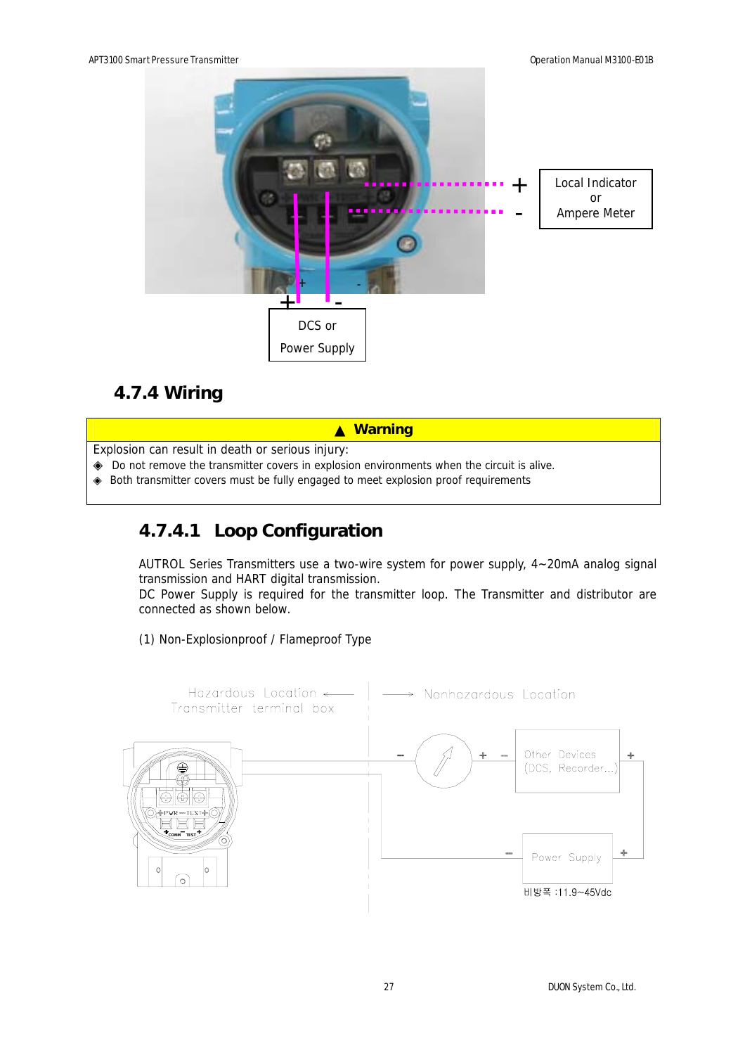Local Indicator or Ampere Meter

DCS or Power Supply

## 4.7.4 Wiring

| ▲ Warning |
| --- |
| Explosion can result in death or serious injury:<br>◈ Do not remove the transmitter covers in explosion environments when the circuit is alive.<br>◈ Both transmitter covers must be fully engaged to meet explosion proof requirements |

### 4.7.4.1 Loop Configuration

AUTROL Series Transmitters use a two-wire system for power supply, 4~20mA analog signal transmission and HART digital transmission.
DC Power Supply is required for the transmitter loop. The Transmitter and distributor are connected as shown below.

(1) Non-Explosionproof / Flameproof Type

Hazardous Location ← Transmitter terminal box | → Nonhazardous Location

Other Devices (DCS, Recorder...)

Power Supply

비방폭 :11.9~45Vdc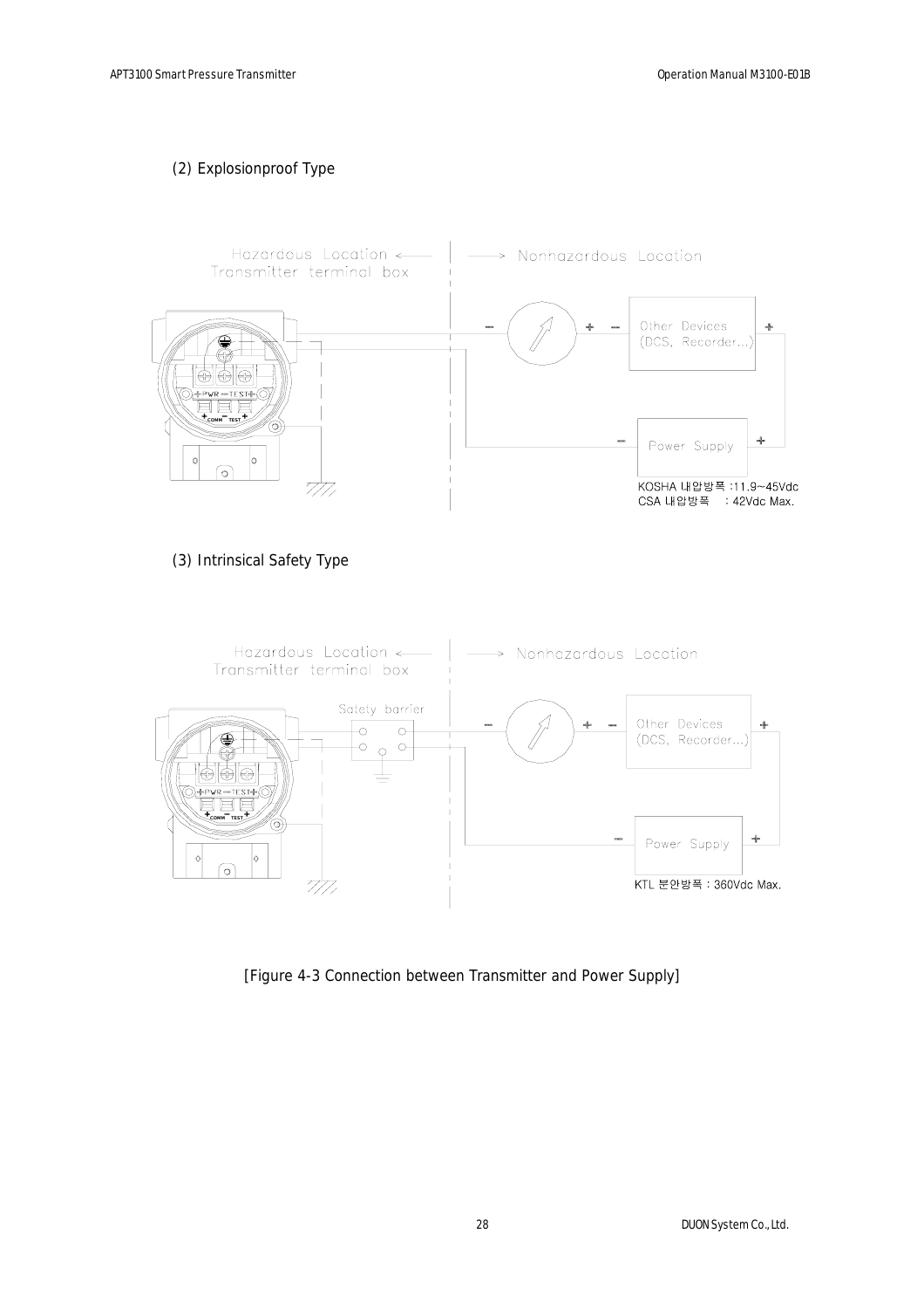(2) Explosionproof Type

Hazardous Location ← | → Nonhazardous Location

Transmitter terminal box

Other Devices (DCS, Recorder...)

Power Supply

KOSHA 내압방폭 :11.9~45Vdc

CSA 내압방폭 : 42Vdc Max.

(3) Intrinsical Safety Type

Hazardous Location ← | → Nonhazardous Location

Transmitter terminal box

Safety barrier

Other Devices (DCS, Recorder...)

Power Supply

KTL 본안방폭 : 360Vdc Max.

[Figure 4-3 Connection between Transmitter and Power Supply]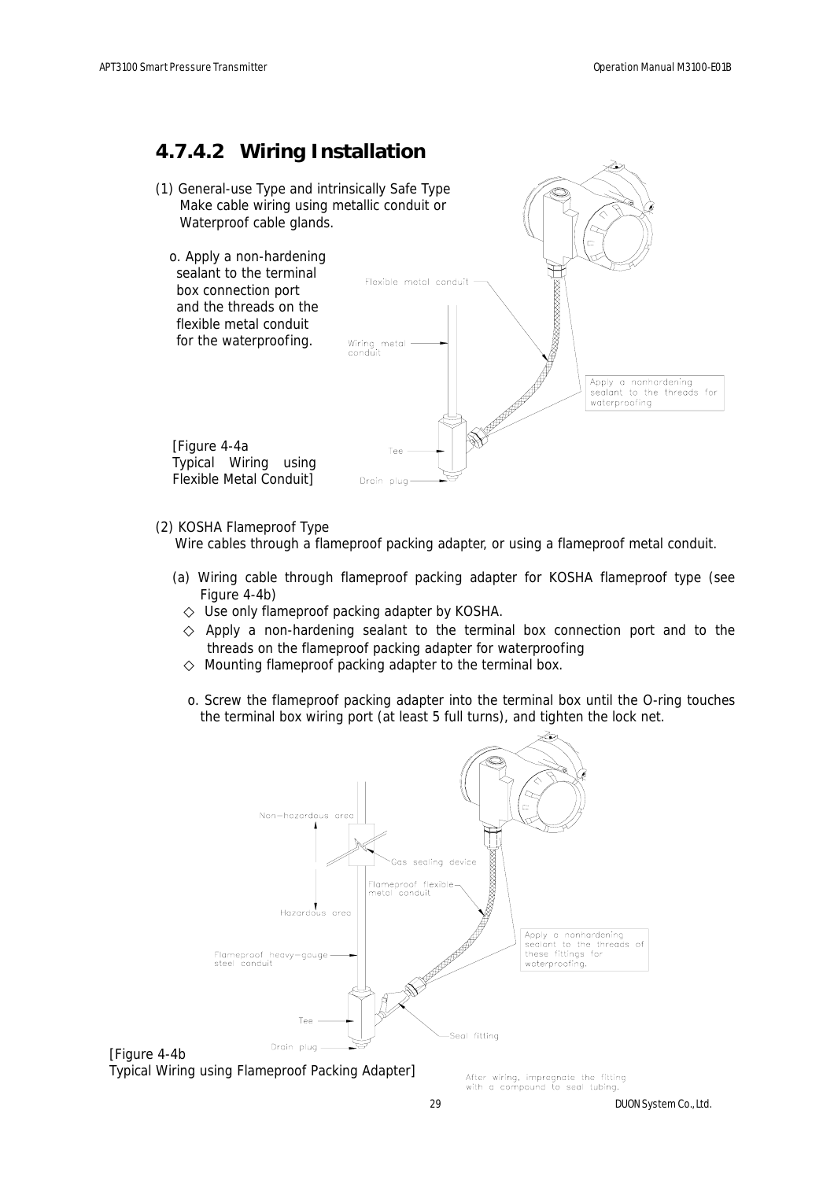## 4.7.4.2 Wiring Installation

(1) General-use Type and intrinsically Safe Type
Make cable wiring using metallic conduit or Waterproof cable glands.

o. Apply a non-hardening sealant to the terminal box connection port and the threads on the flexible metal conduit for the waterproofing.

Flexible metal conduit

Wiring metal conduit

Apply a nonhardening sealant to the threads for waterproofing

Tee

Drain plug

[Figure 4-4a
Typical Wiring using Flexible Metal Conduit]

(2) KOSHA Flameproof Type
Wire cables through a flameproof packing adapter, or using a flameproof metal conduit.

(a) Wiring cable through flameproof packing adapter for KOSHA flameproof type (see Figure 4-4b)

◇ Use only flameproof packing adapter by KOSHA.

◇ Apply a non-hardening sealant to the terminal box connection port and to the threads on the flameproof packing adapter for waterproofing

◇ Mounting flameproof packing adapter to the terminal box.

o. Screw the flameproof packing adapter into the terminal box until the O-ring touches the terminal box wiring port (at least 5 full turns), and tighten the lock net.

Non-hazardous area

Gas sealing device

Flameproof flexible metal conduit

Hazardous area

Apply a nonhardening sealant to the threads of these fittings for waterproofing.

Flameproof heavy-gauge steel conduit

Tee

Seal fitting

Drain plug

[Figure 4-4b
Typical Wiring using Flameproof Packing Adapter]

After wiring, impregnate the fitting with a compound to seal tubing.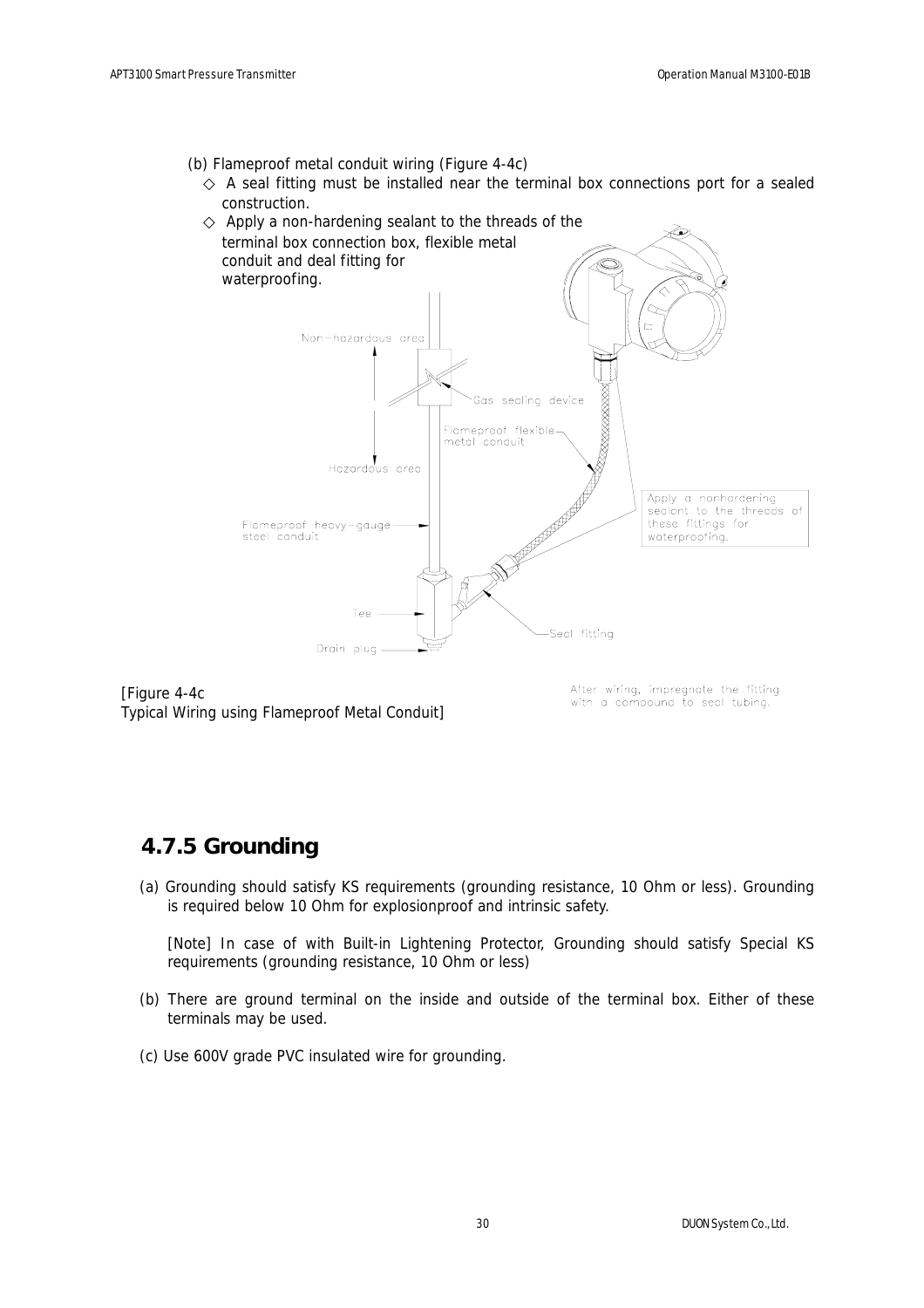(b) Flameproof metal conduit wiring (Figure 4-4c)

- ◇ A seal fitting must be installed near the terminal box connections port for a sealed construction.
- ◇ Apply a non-hardening sealant to the threads of the terminal box connection box, flexible metal conduit and deal fitting for waterproofing.

Non-hazardous area

Gas sealing device

Flameproof flexible metal conduit

Hazardous area

Apply a nonhardening sealant to the threads of these fittings for waterproofing.

Flameproof heavy-gauge steel conduit

Tee

Seal fitting

Drain plug

[Figure 4-4c
Typical Wiring using Flameproof Metal Conduit]

After wiring, impregnate the fitting with a compound to seal tubing.

## 4.7.5 Grounding

(a) Grounding should satisfy KS requirements (grounding resistance, 10 Ohm or less). Grounding is required below 10 Ohm for explosionproof and intrinsic safety.

[Note] In case of with Built-in Lightening Protector, Grounding should satisfy Special KS requirements (grounding resistance, 10 Ohm or less)

(b) There are ground terminal on the inside and outside of the terminal box. Either of these terminals may be used.

(c) Use 600V grade PVC insulated wire for grounding.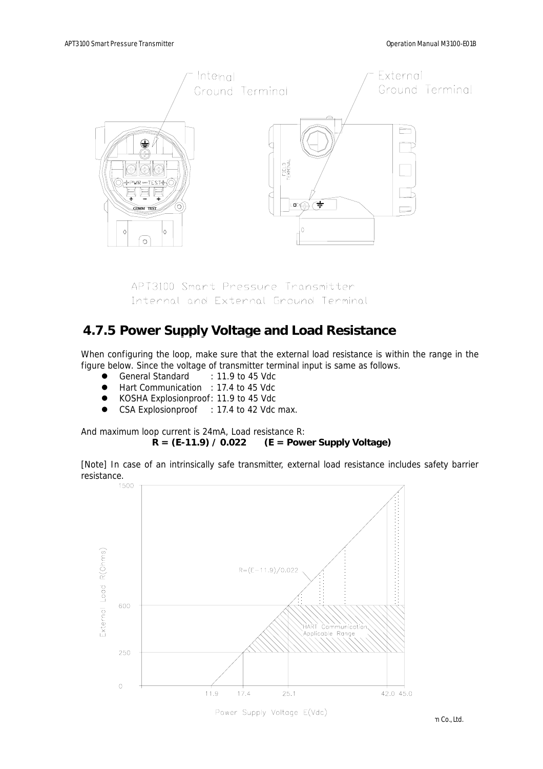APT3100 Smart Pressure Transmitter
Internal and External Ground Terminal

## 4.7.5 Power Supply Voltage and Load Resistance

When configuring the loop, make sure that the external load resistance is within the range in the figure below. Since the voltage of transmitter terminal input is same as follows.

- General Standard : 11.9 to 45 Vdc
- Hart Communication : 17.4 to 45 Vdc
- KOSHA Explosionproof: 11.9 to 45 Vdc
- CSA Explosionproof : 17.4 to 42 Vdc max.

And maximum loop current is 24mA, Load resistance R:

$$R = (E-11.9) / 0.022 \quad (E = \text{Power Supply Voltage})$$

[Note] In case of an intrinsically safe transmitter, external load resistance includes safety barrier resistance.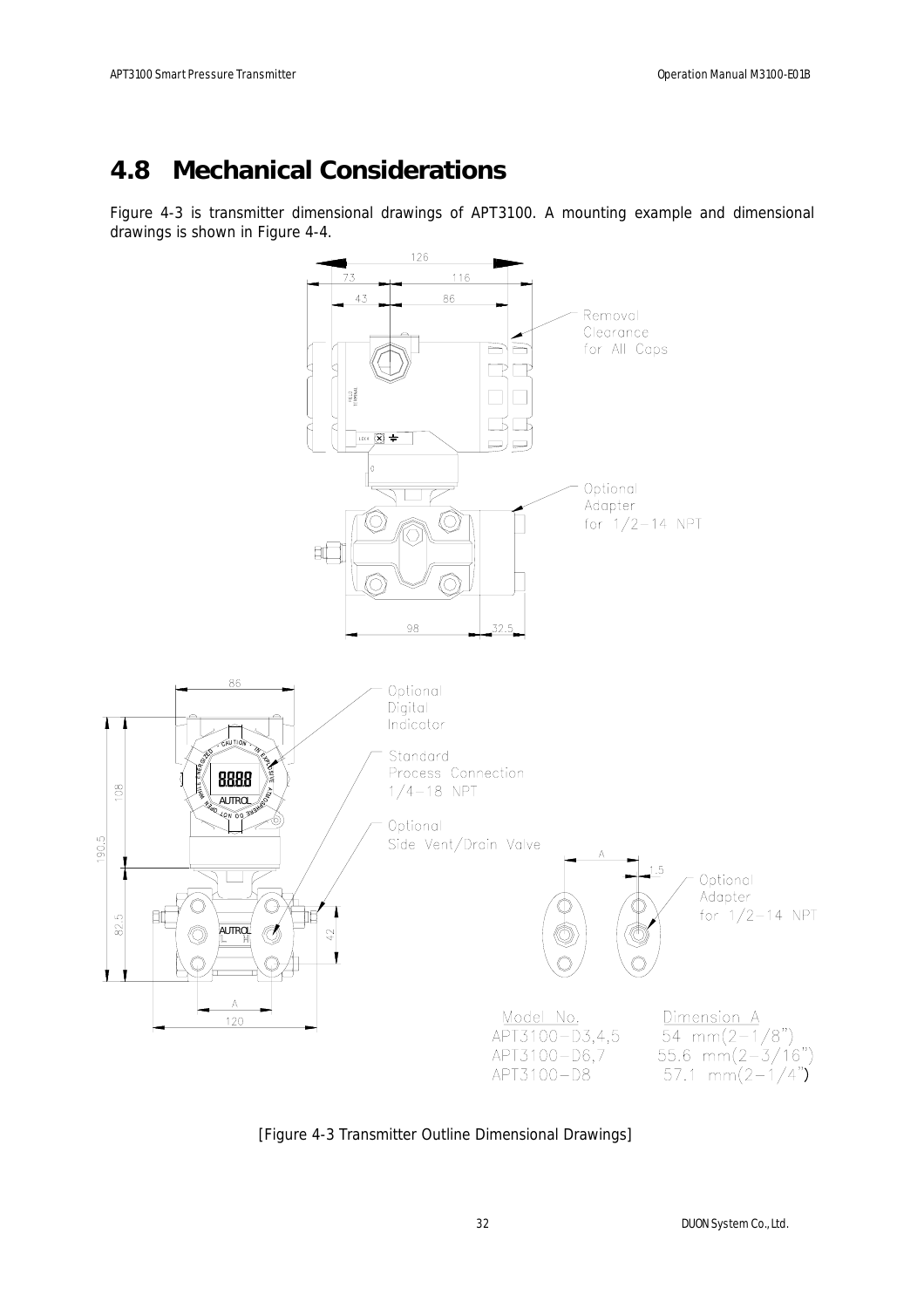## 4.8 Mechanical Considerations

Figure 4-3 is transmitter dimensional drawings of APT3100. A mounting example and dimensional drawings is shown in Figure 4-4.

| Model No. | Dimension A |
|---|---|
| APT3100-D3,4,5 | 54 mm(2-1/8") |
| APT3100-D6,7 | 55.6 mm(2-3/16") |
| APT3100-D8 | 57.1 mm(2-1/4") |

[Figure 4-3 Transmitter Outline Dimensional Drawings]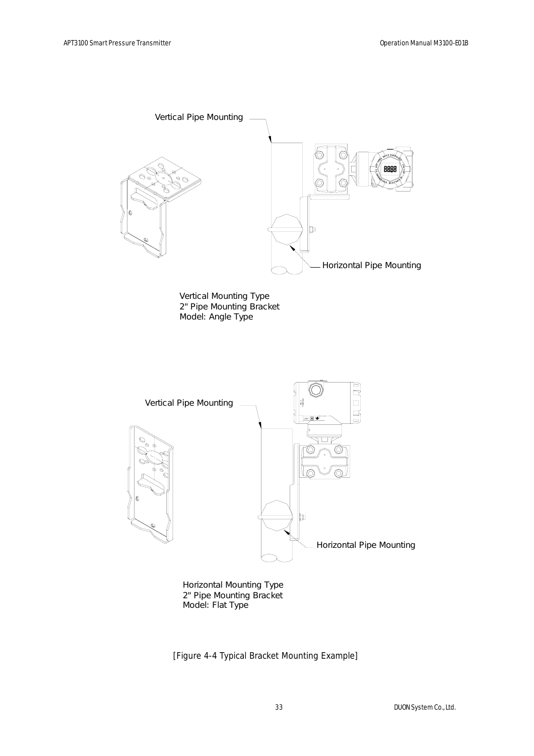Vertical Pipe Mounting

Horizontal Pipe Mounting

Vertical Mounting Type
2" Pipe Mounting Bracket
Model: Angle Type

Vertical Pipe Mounting

Horizontal Pipe Mounting

Horizontal Mounting Type
2" Pipe Mounting Bracket
Model: Flat Type

[Figure 4-4 Typical Bracket Mounting Example]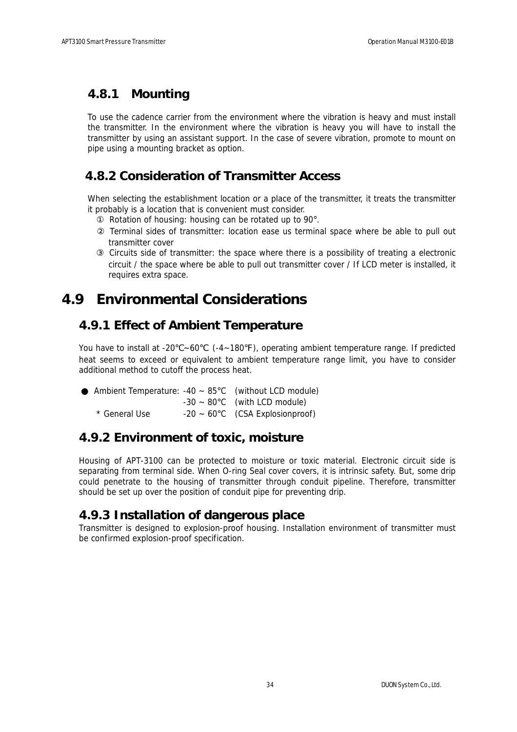### 4.8.1 Mounting

To use the cadence carrier from the environment where the vibration is heavy and must install the transmitter. In the environment where the vibration is heavy you will have to install the transmitter by using an assistant support. In the case of severe vibration, promote to mount on pipe using a mounting bracket as option.

### 4.8.2 Consideration of Transmitter Access

When selecting the establishment location or a place of the transmitter, it treats the transmitter it probably is a location that is convenient must consider.

① Rotation of housing: housing can be rotated up to 90°.

② Terminal sides of transmitter: location ease us terminal space where be able to pull out transmitter cover

③ Circuits side of transmitter: the space where there is a possibility of treating a electronic circuit / the space where be able to pull out transmitter cover / If LCD meter is installed, it requires extra space.

## 4.9 Environmental Considerations

### 4.9.1 Effect of Ambient Temperature

You have to install at -20℃~60℃ (-4~180℉), operating ambient temperature range. If predicted heat seems to exceed or equivalent to ambient temperature range limit, you have to consider additional method to cutoff the process heat.

- Ambient Temperature: -40 ~ 85°C (without LCD module)
  - -30 ~ 80°C (with LCD module)
  - \* General Use -20 ~ 60°C (CSA Explosionproof)

### 4.9.2 Environment of toxic, moisture

Housing of APT-3100 can be protected to moisture or toxic material. Electronic circuit side is separating from terminal side. When O-ring Seal cover covers, it is intrinsic safety. But, some drip could penetrate to the housing of transmitter through conduit pipeline. Therefore, transmitter should be set up over the position of conduit pipe for preventing drip.

### 4.9.3 Installation of dangerous place

Transmitter is designed to explosion-proof housing. Installation environment of transmitter must be confirmed explosion-proof specification.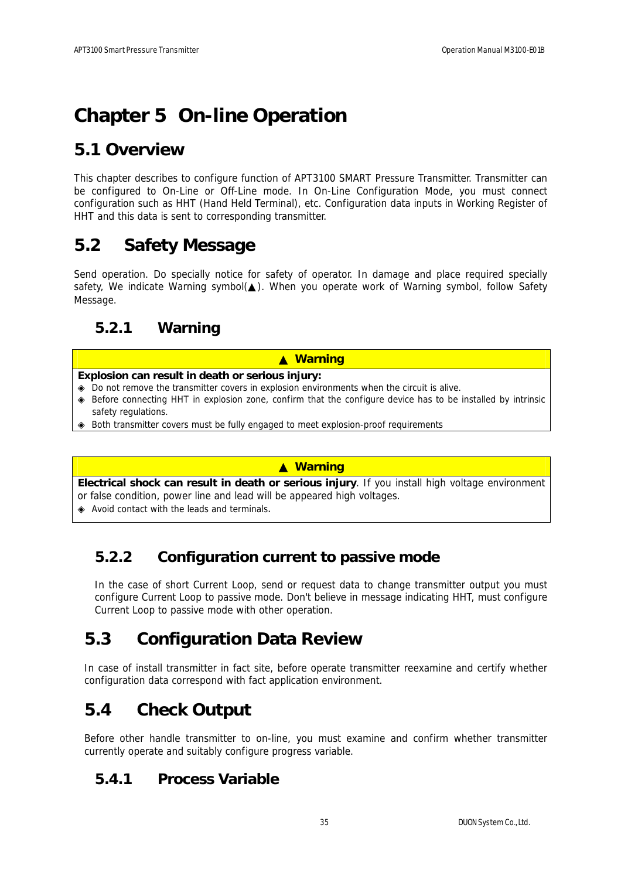# Chapter 5 On-line Operation

## 5.1 Overview

This chapter describes to configure function of APT3100 SMART Pressure Transmitter. Transmitter can be configured to On-Line or Off-Line mode. In On-Line Configuration Mode, you must connect configuration such as HHT (Hand Held Terminal), etc. Configuration data inputs in Working Register of HHT and this data is sent to corresponding transmitter.

## 5.2 Safety Message

Send operation. Do specially notice for safety of operator. In damage and place required specially safety, We indicate Warning symbol(▲). When you operate work of Warning symbol, follow Safety Message.

### 5.2.1 Warning

| ▲ Warning |
|---|
| **Explosion can result in death or serious injury:**<br>◈ Do not remove the transmitter covers in explosion environments when the circuit is alive.<br>◈ Before connecting HHT in explosion zone, confirm that the configure device has to be installed by intrinsic safety regulations.<br>◈ Both transmitter covers must be fully engaged to meet explosion-proof requirements |

| ▲ Warning |
|---|
| **Electrical shock can result in death or serious injury**. If you install high voltage environment or false condition, power line and lead will be appeared high voltages.<br>◈ Avoid contact with the leads and terminals. |

### 5.2.2 Configuration current to passive mode

In the case of short Current Loop, send or request data to change transmitter output you must configure Current Loop to passive mode. Don't believe in message indicating HHT, must configure Current Loop to passive mode with other operation.

## 5.3 Configuration Data Review

In case of install transmitter in fact site, before operate transmitter reexamine and certify whether configuration data correspond with fact application environment.

## 5.4 Check Output

Before other handle transmitter to on-line, you must examine and confirm whether transmitter currently operate and suitably configure progress variable.

### 5.4.1 Process Variable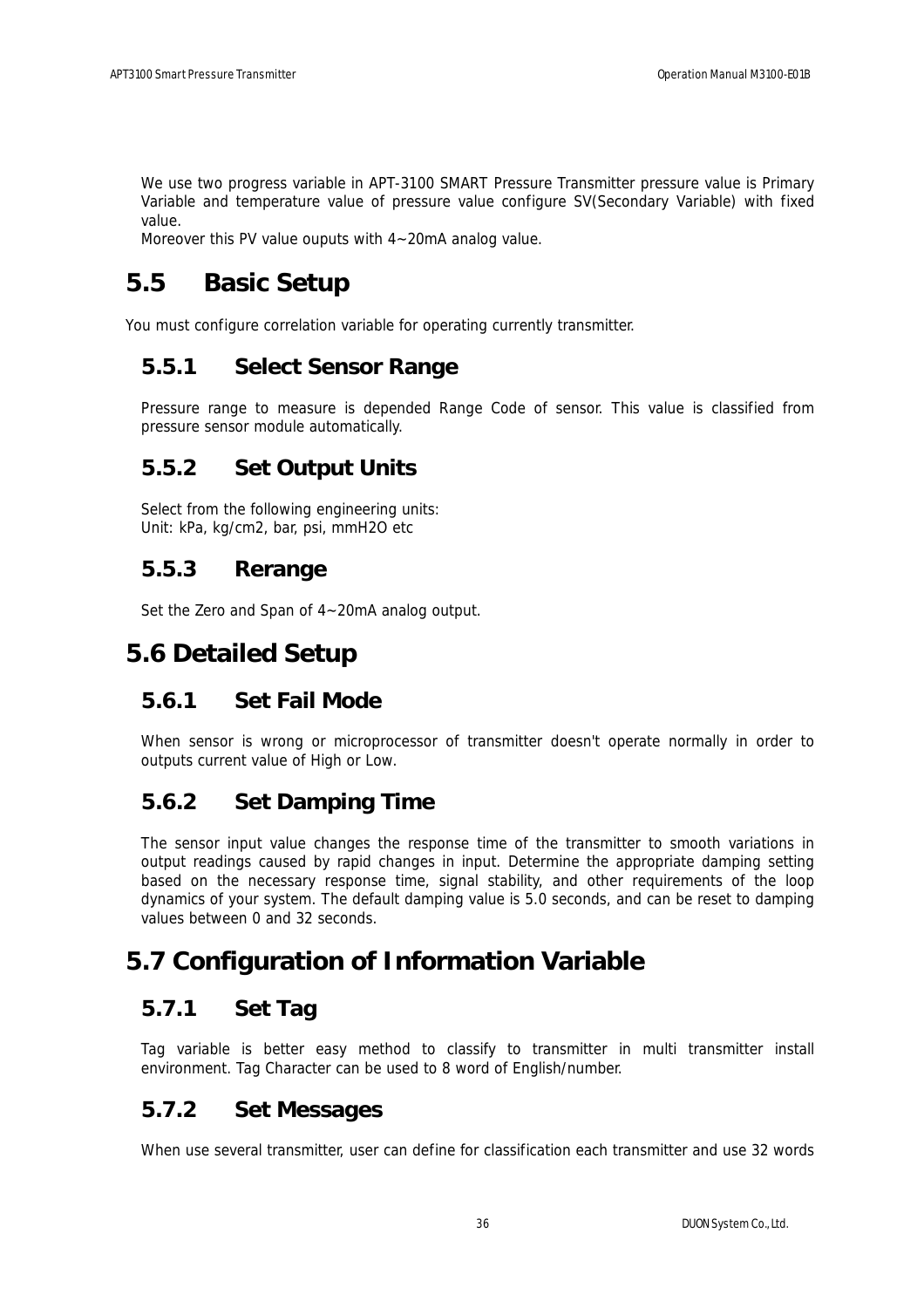We use two progress variable in APT-3100 SMART Pressure Transmitter pressure value is Primary Variable and temperature value of pressure value configure SV(Secondary Variable) with fixed value.
Moreover this PV value ouputs with 4~20mA analog value.

## 5.5 Basic Setup

You must configure correlation variable for operating currently transmitter.

### 5.5.1 Select Sensor Range

Pressure range to measure is depended Range Code of sensor. This value is classified from pressure sensor module automatically.

### 5.5.2 Set Output Units

Select from the following engineering units:
Unit: kPa, kg/cm2, bar, psi, mmH2O etc

### 5.5.3 Rerange

Set the Zero and Span of 4~20mA analog output.

## 5.6 Detailed Setup

### 5.6.1 Set Fail Mode

When sensor is wrong or microprocessor of transmitter doesn't operate normally in order to outputs current value of High or Low.

### 5.6.2 Set Damping Time

The sensor input value changes the response time of the transmitter to smooth variations in output readings caused by rapid changes in input. Determine the appropriate damping setting based on the necessary response time, signal stability, and other requirements of the loop dynamics of your system. The default damping value is 5.0 seconds, and can be reset to damping values between 0 and 32 seconds.

## 5.7 Configuration of Information Variable

### 5.7.1 Set Tag

Tag variable is better easy method to classify to transmitter in multi transmitter install environment. Tag Character can be used to 8 word of English/number.

### 5.7.2 Set Messages

When use several transmitter, user can define for classification each transmitter and use 32 words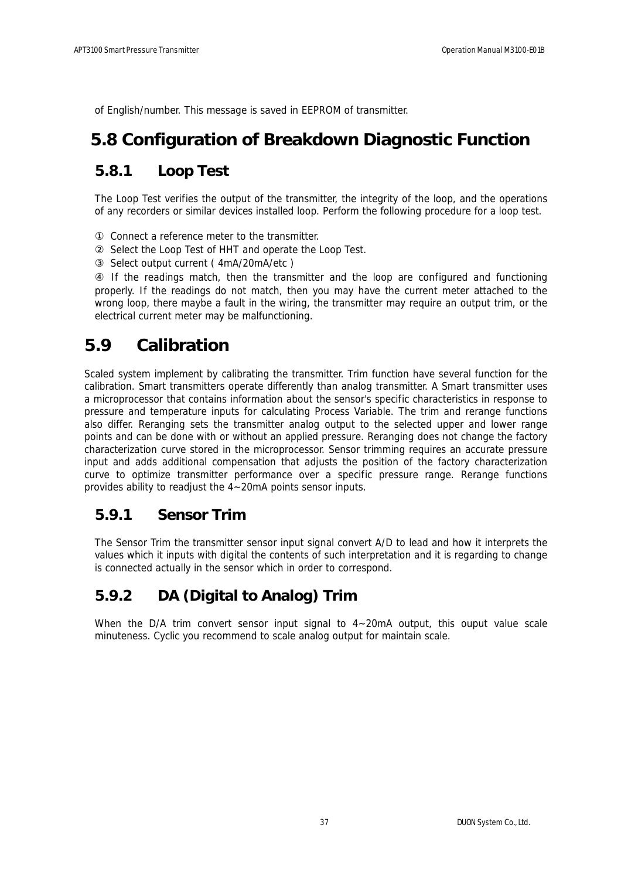of English/number. This message is saved in EEPROM of transmitter.

## 5.8 Configuration of Breakdown Diagnostic Function

### 5.8.1 Loop Test

The Loop Test verifies the output of the transmitter, the integrity of the loop, and the operations of any recorders or similar devices installed loop. Perform the following procedure for a loop test.

① Connect a reference meter to the transmitter.
② Select the Loop Test of HHT and operate the Loop Test.
③ Select output current ( 4mA/20mA/etc )
④ If the readings match, then the transmitter and the loop are configured and functioning properly. If the readings do not match, then you may have the current meter attached to the wrong loop, there maybe a fault in the wiring, the transmitter may require an output trim, or the electrical current meter may be malfunctioning.

## 5.9 Calibration

Scaled system implement by calibrating the transmitter. Trim function have several function for the calibration. Smart transmitters operate differently than analog transmitter. A Smart transmitter uses a microprocessor that contains information about the sensor's specific characteristics in response to pressure and temperature inputs for calculating Process Variable. The trim and rerange functions also differ. Reranging sets the transmitter analog output to the selected upper and lower range points and can be done with or without an applied pressure. Reranging does not change the factory characterization curve stored in the microprocessor. Sensor trimming requires an accurate pressure input and adds additional compensation that adjusts the position of the factory characterization curve to optimize transmitter performance over a specific pressure range. Rerange functions provides ability to readjust the 4~20mA points sensor inputs.

### 5.9.1 Sensor Trim

The Sensor Trim the transmitter sensor input signal convert A/D to lead and how it interprets the values which it inputs with digital the contents of such interpretation and it is regarding to change is connected actually in the sensor which in order to correspond.

### 5.9.2 DA (Digital to Analog) Trim

When the D/A trim convert sensor input signal to 4~20mA output, this ouput value scale minuteness. Cyclic you recommend to scale analog output for maintain scale.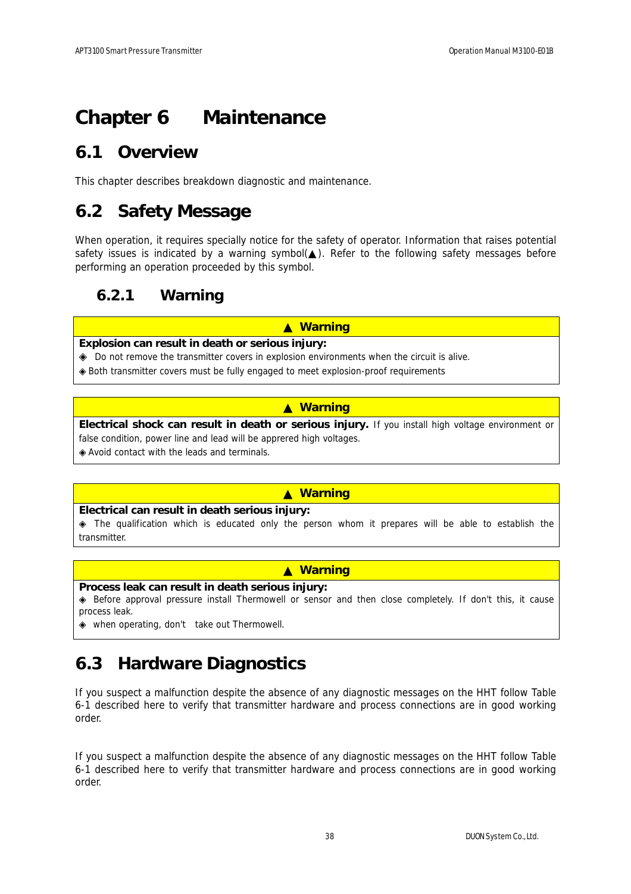# Chapter 6 Maintenance

## 6.1 Overview

This chapter describes breakdown diagnostic and maintenance.

## 6.2 Safety Message

When operation, it requires specially notice for the safety of operator. Information that raises potential safety issues is indicated by a warning symbol(▲). Refer to the following safety messages before performing an operation proceeded by this symbol.

### 6.2.1 Warning

| ▲ Warning |
|---|
| **Explosion can result in death or serious injury:**<br>◈ Do not remove the transmitter covers in explosion environments when the circuit is alive.<br>◈ Both transmitter covers must be fully engaged to meet explosion-proof requirements |

| ▲ Warning |
|---|
| **Electrical shock can result in death or serious injury.** If you install high voltage environment or false condition, power line and lead will be apprered high voltages.<br>◈ Avoid contact with the leads and terminals. |

| ▲ Warning |
|---|
| **Electrical can result in death serious injury:**<br>◈ The qualification which is educated only the person whom it prepares will be able to establish the transmitter. |

| ▲ Warning |
|---|
| **Process leak can result in death serious injury:**<br>◈ Before approval pressure install Thermowell or sensor and then close completely. If don't this, it cause process leak.<br>◈ when operating, don't take out Thermowell. |

## 6.3 Hardware Diagnostics

If you suspect a malfunction despite the absence of any diagnostic messages on the HHT follow Table 6-1 described here to verify that transmitter hardware and process connections are in good working order.

If you suspect a malfunction despite the absence of any diagnostic messages on the HHT follow Table 6-1 described here to verify that transmitter hardware and process connections are in good working order.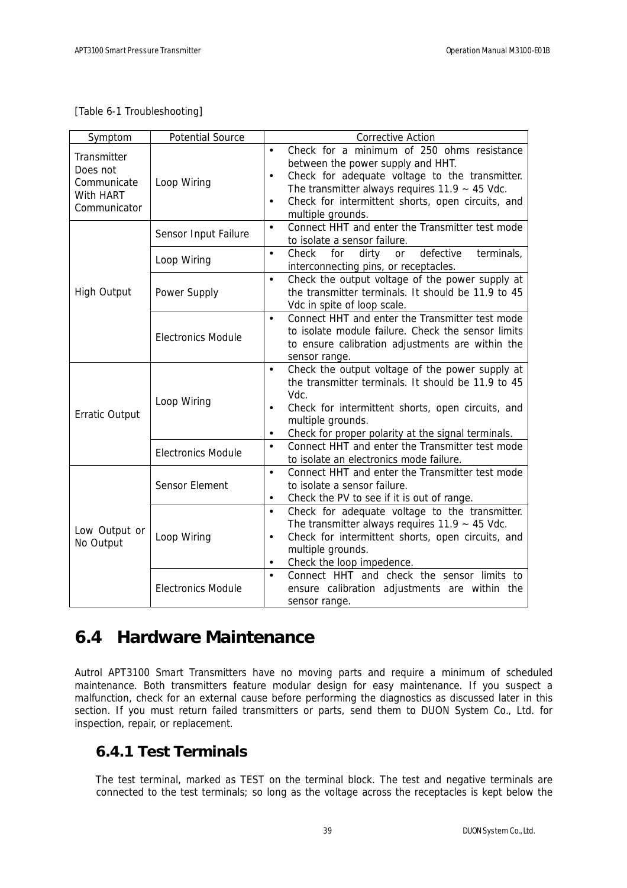[Table 6-1 Troubleshooting]

| Symptom | Potential Source | Corrective Action |
|---|---|---|
| Transmitter Does not Communicate With HART Communicator | Loop Wiring | • Check for a minimum of 250 ohms resistance between the power supply and HHT.<br>• Check for adequate voltage to the transmitter. The transmitter always requires 11.9 ~ 45 Vdc.<br>• Check for intermittent shorts, open circuits, and multiple grounds. |
| High Output | Sensor Input Failure | • Connect HHT and enter the Transmitter test mode to isolate a sensor failure. |
| | Loop Wiring | • Check for dirty or defective terminals, interconnecting pins, or receptacles. |
| | Power Supply | • Check the output voltage of the power supply at the transmitter terminals. It should be 11.9 to 45 Vdc in spite of loop scale. |
| | Electronics Module | • Connect HHT and enter the Transmitter test mode to isolate module failure. Check the sensor limits to ensure calibration adjustments are within the sensor range. |
| Erratic Output | Loop Wiring | • Check the output voltage of the power supply at the transmitter terminals. It should be 11.9 to 45 Vdc.<br>• Check for intermittent shorts, open circuits, and multiple grounds.<br>• Check for proper polarity at the signal terminals. |
| | Electronics Module | • Connect HHT and enter the Transmitter test mode to isolate an electronics mode failure. |
| Low Output or No Output | Sensor Element | • Connect HHT and enter the Transmitter test mode to isolate a sensor failure.<br>• Check the PV to see if it is out of range. |
| | Loop Wiring | • Check for adequate voltage to the transmitter. The transmitter always requires 11.9 ~ 45 Vdc.<br>• Check for intermittent shorts, open circuits, and multiple grounds.<br>• Check the loop impedence. |
| | Electronics Module | • Connect HHT and check the sensor limits to ensure calibration adjustments are within the sensor range. |

## 6.4 Hardware Maintenance

Autrol APT3100 Smart Transmitters have no moving parts and require a minimum of scheduled maintenance. Both transmitters feature modular design for easy maintenance. If you suspect a malfunction, check for an external cause before performing the diagnostics as discussed later in this section. If you must return failed transmitters or parts, send them to DUON System Co., Ltd. for inspection, repair, or replacement.

### 6.4.1 Test Terminals

The test terminal, marked as TEST on the terminal block. The test and negative terminals are connected to the test terminals; so long as the voltage across the receptacles is kept below the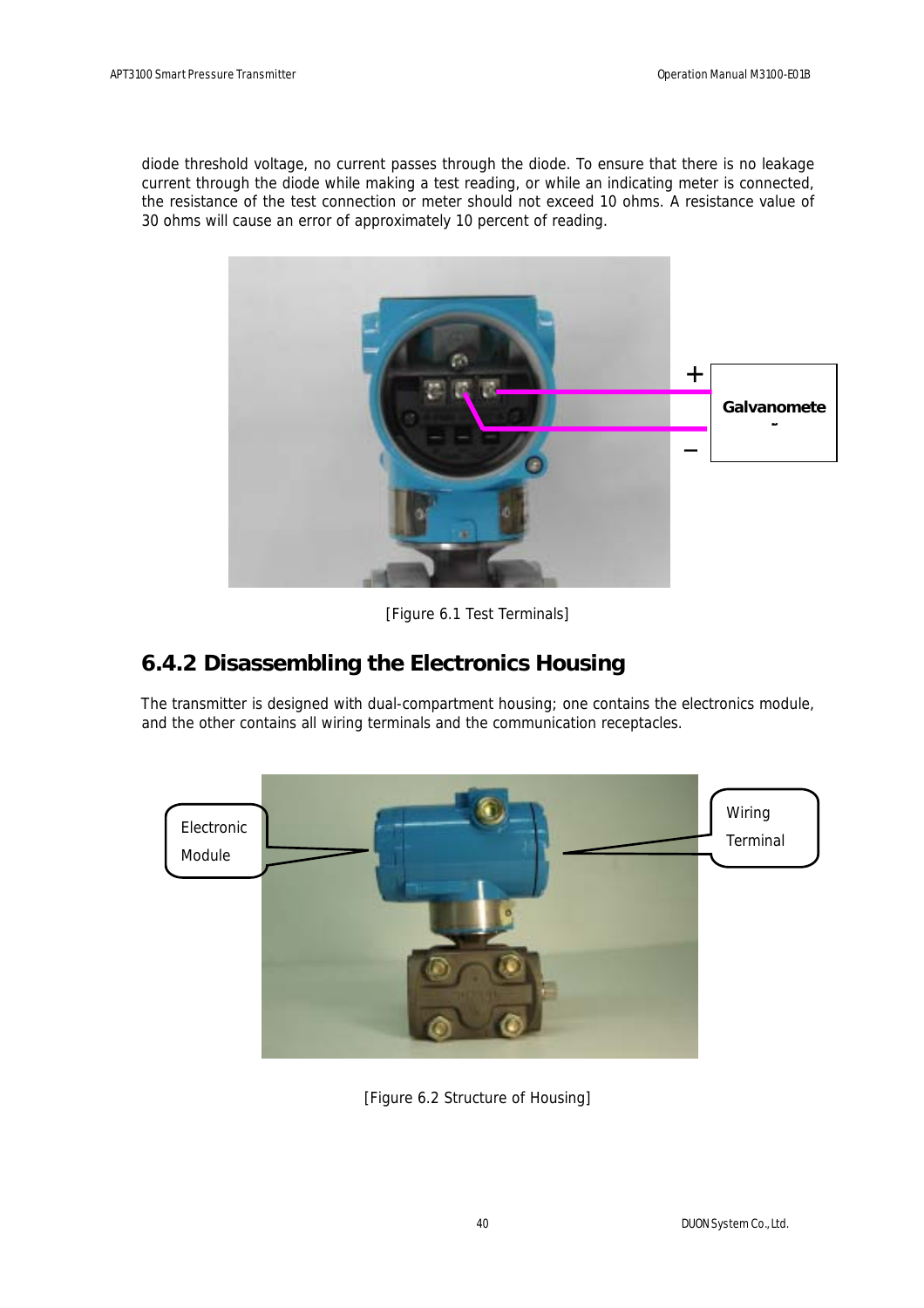diode threshold voltage, no current passes through the diode. To ensure that there is no leakage current through the diode while making a test reading, or while an indicating meter is connected, the resistance of the test connection or meter should not exceed 10 ohms. A resistance value of 30 ohms will cause an error of approximately 10 percent of reading.

[Figure 6.1 Test Terminals]

### 6.4.2 Disassembling the Electronics Housing

The transmitter is designed with dual-compartment housing; one contains the electronics module, and the other contains all wiring terminals and the communication receptacles.

[Figure 6.2 Structure of Housing]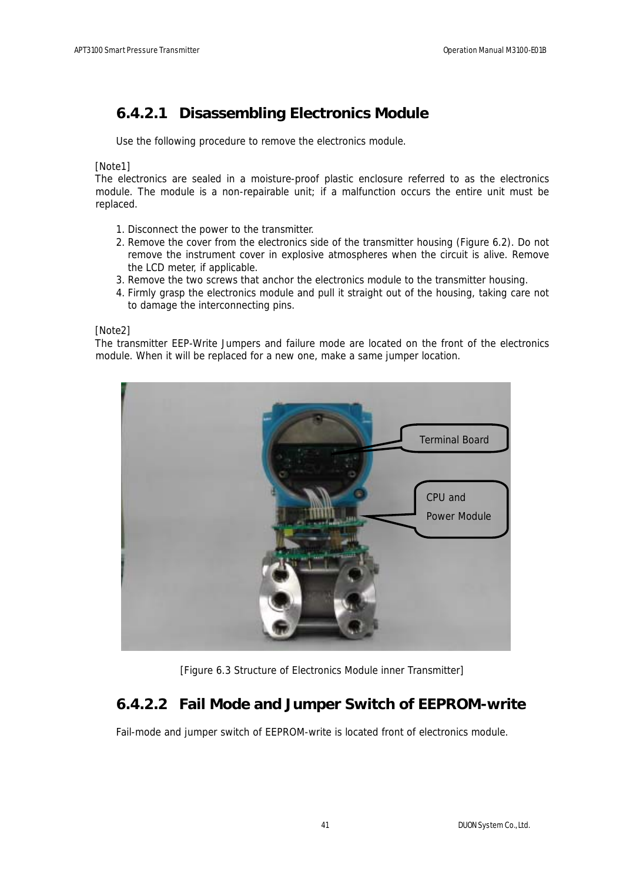### 6.4.2.1 Disassembling Electronics Module

Use the following procedure to remove the electronics module.

[Note1]
The electronics are sealed in a moisture-proof plastic enclosure referred to as the electronics module. The module is a non-repairable unit; if a malfunction occurs the entire unit must be replaced.

1. Disconnect the power to the transmitter.
2. Remove the cover from the electronics side of the transmitter housing (Figure 6.2). Do not remove the instrument cover in explosive atmospheres when the circuit is alive. Remove the LCD meter, if applicable.
3. Remove the two screws that anchor the electronics module to the transmitter housing.
4. Firmly grasp the electronics module and pull it straight out of the housing, taking care not to damage the interconnecting pins.

[Note2]
The transmitter EEP-Write Jumpers and failure mode are located on the front of the electronics module. When it will be replaced for a new one, make a same jumper location.

Terminal Board

CPU and Power Module

[Figure 6.3 Structure of Electronics Module inner Transmitter]

### 6.4.2.2 Fail Mode and Jumper Switch of EEPROM-write

Fail-mode and jumper switch of EEPROM-write is located front of electronics module.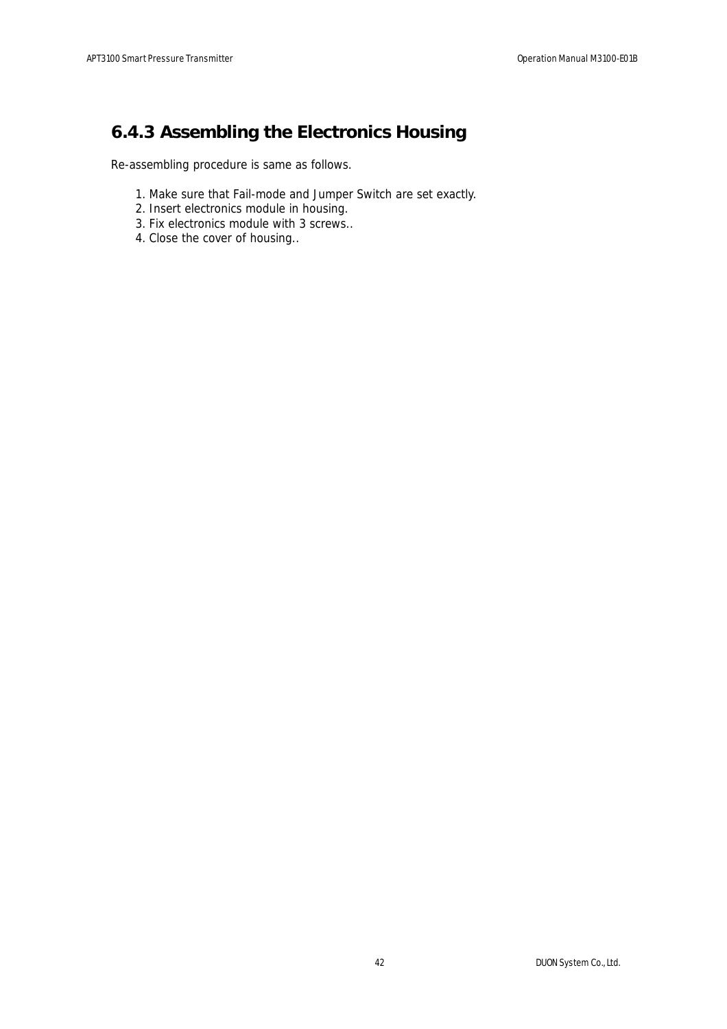### 6.4.3 Assembling the Electronics Housing

Re-assembling procedure is same as follows.

1. Make sure that Fail-mode and Jumper Switch are set exactly.
2. Insert electronics module in housing.
3. Fix electronics module with 3 screws..
4. Close the cover of housing..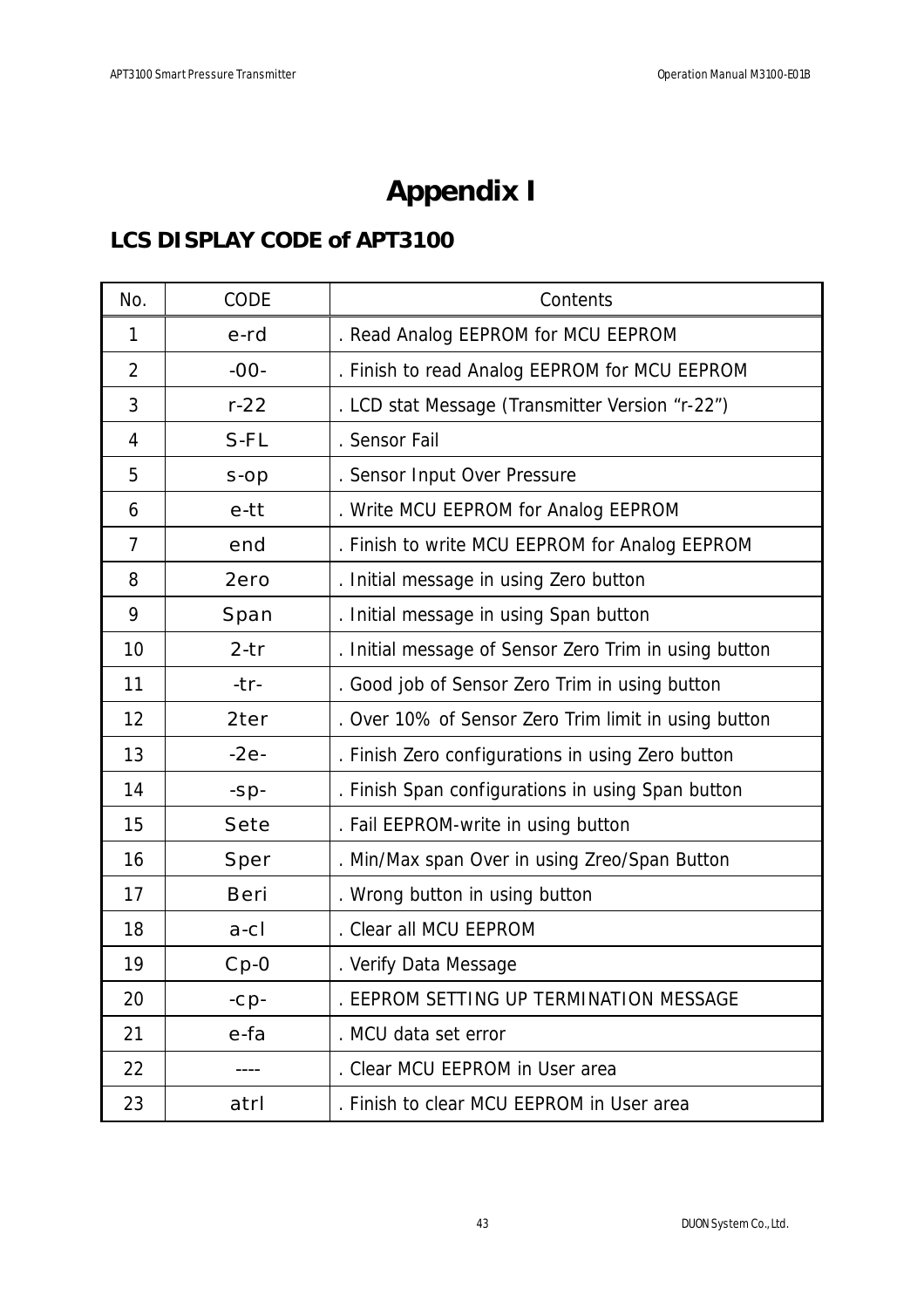# Appendix I

## LCS DISPLAY CODE of APT3100

| No. | CODE | Contents |
|---|---|---|
| 1 | e-rd | . Read Analog EEPROM for MCU EEPROM |
| 2 | -00- | . Finish to read Analog EEPROM for MCU EEPROM |
| 3 | r-22 | . LCD stat Message (Transmitter Version “r-22”) |
| 4 | S-FL | . Sensor Fail |
| 5 | s-op | . Sensor Input Over Pressure |
| 6 | e-tt | . Write MCU EEPROM for Analog EEPROM |
| 7 | end | . Finish to write MCU EEPROM for Analog EEPROM |
| 8 | 2ero | . Initial message in using Zero button |
| 9 | Span | . Initial message in using Span button |
| 10 | 2-tr | . Initial message of Sensor Zero Trim in using button |
| 11 | -tr- | . Good job of Sensor Zero Trim in using button |
| 12 | 2ter | . Over 10% of Sensor Zero Trim limit in using button |
| 13 | -2e- | . Finish Zero configurations in using Zero button |
| 14 | -sp- | . Finish Span configurations in using Span button |
| 15 | Sete | . Fail EEPROM-write in using button |
| 16 | Sper | . Min/Max span Over in using Zreo/Span Button |
| 17 | Beri | . Wrong button in using button |
| 18 | a-cl | . Clear all MCU EEPROM |
| 19 | Cp-0 | . Verify Data Message |
| 20 | -cp- | . EEPROM SETTING UP TERMINATION MESSAGE |
| 21 | e-fa | . MCU data set error |
| 22 | ---- | . Clear MCU EEPROM in User area |
| 23 | atrl | . Finish to clear MCU EEPROM in User area |